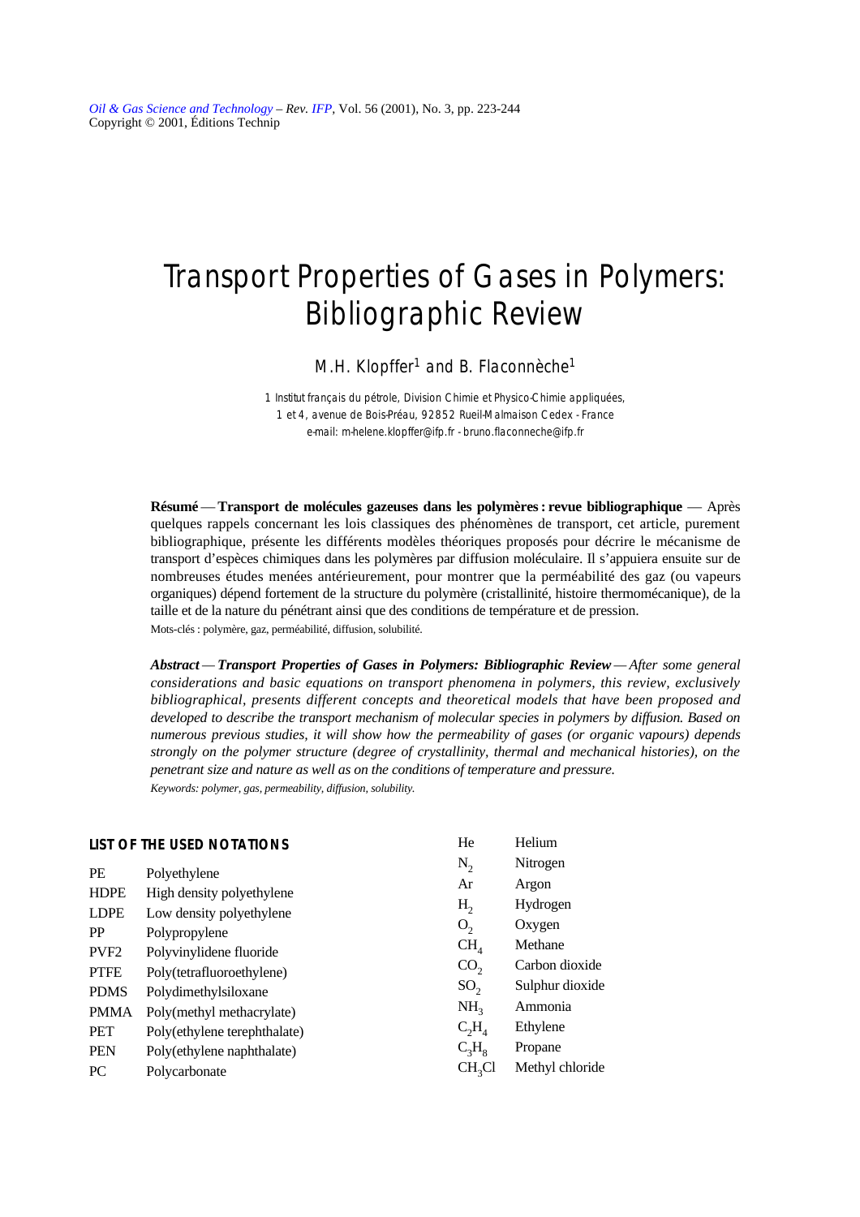# Transport Properties of Gases in Polymers: Bibliographic Review

M.H. Klopffer[1] and B. Flaconnèche[1]

1 Institut français du pétrole, Division Chimie et Physico-Chimie appliquées, 1 et 4, avenue de Bois-Préau, 92852 Rueil-Malmaison Cedex - France
e-mail: m-helene.klopffer@ifp.fr - bruno.flaconneche@ifp.fr

**Résumé** — **Transport de molécules gazeuses dans les polymères : revue bibliographique** — Après quelques rappels concernant les lois classiques des phénomènes de transport, cet article, purement bibliographique, présente les différents modèles théoriques proposés pour décrire le mécanisme de transport d'espèces chimiques dans les polymères par diffusion moléculaire. Il s'appuiera ensuite sur de nombreuses études menées antérieurement, pour montrer que la perméabilité des gaz (ou vapeurs organiques) dépend fortement de la structure du polymère (cristallinité, histoire thermomécanique), de la taille et de la nature du pénétrant ainsi que des conditions de température et de pression.
Mots-clés : polymère, gaz, perméabilité, diffusion, solubilité.

***Abstract*** — ***Transport Properties of Gases in Polymers: Bibliographic Review*** — *After some general considerations and basic equations on transport phenomena in polymers, this review, exclusively bibliographical, presents different concepts and theoretical models that have been proposed and developed to describe the transport mechanism of molecular species in polymers by diffusion. Based on numerous previous studies, it will show how the permeability of gases (or organic vapours) depends strongly on the polymer structure (degree of crystallinity, thermal and mechanical histories), on the penetrant size and nature as well as on the conditions of temperature and pressure.*
*Keywords: polymer, gas, permeability, diffusion, solubility.*

## LIST OF THE USED NOTATIONS

| | |
|---|---|
| PE | Polyethylene |
| HDPE | High density polyethylene |
| LDPE | Low density polyethylene |
| PP | Polypropylene |
| PVF2 | Polyvinylidene fluoride |
| PTFE | Poly(tetrafluoroethylene) |
| PDMS | Polydimethylsiloxane |
| PMMA | Poly(methyl methacrylate) |
| PET | Poly(ethylene terephthalate) |
| PEN | Poly(ethylene naphthalate) |
| PC | Polycarbonate |

| | |
|---|---|
| He | Helium |
| $N_2$ | Nitrogen |
| Ar | Argon |
| $H_2$ | Hydrogen |
| $O_2$ | Oxygen |
| $CH_4$ | Methane |
| $CO_2$ | Carbon dioxide |
| $SO_2$ | Sulphur dioxide |
| $NH_3$ | Ammonia |
| $C_2H_4$ | Ethylene |
| $C_3H_8$ | Propane |
| $CH_3Cl$ | Methyl chloride |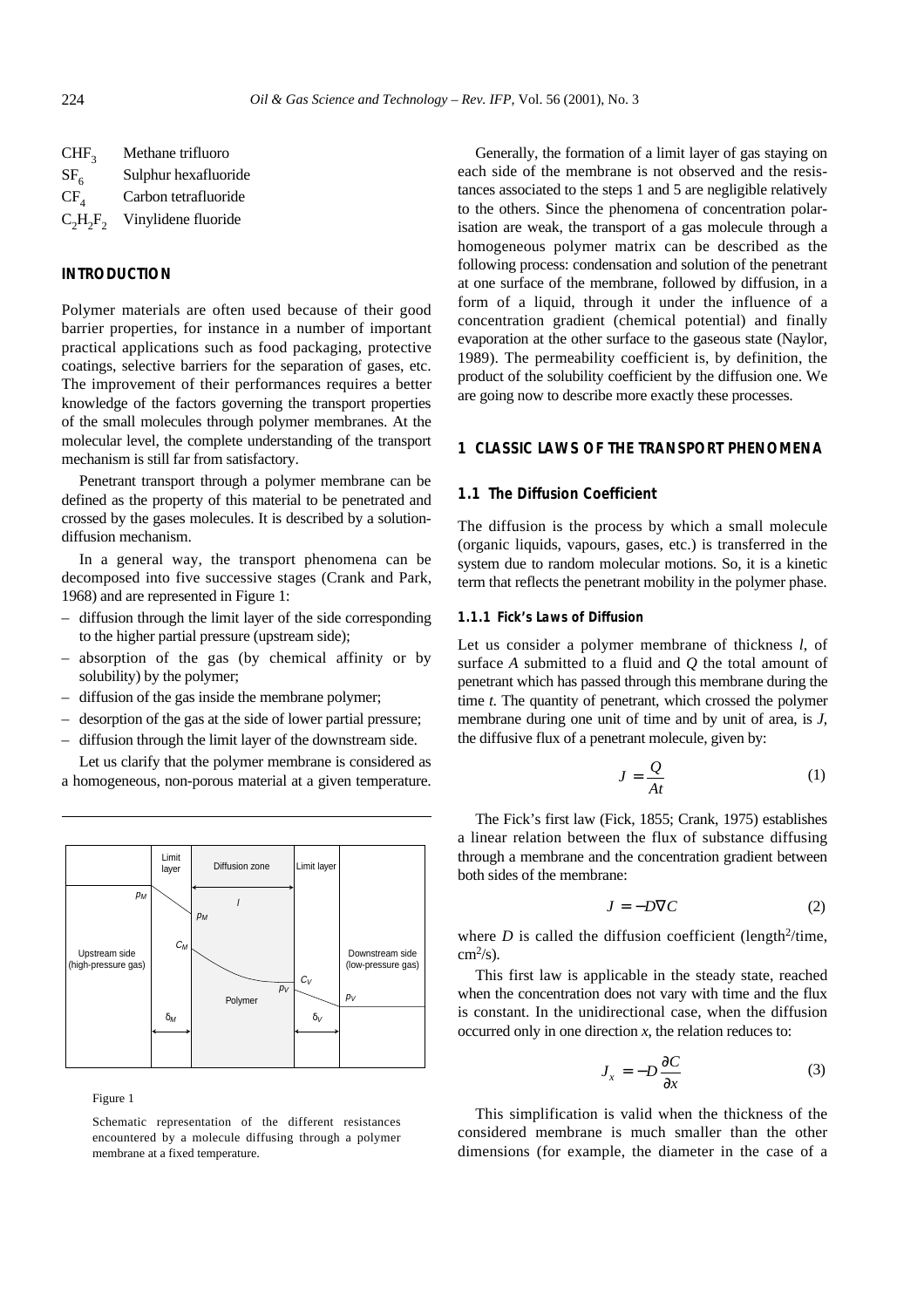| | |
|---|---|
| $CHF_3$ | Methane trifluoro |
| $SF_6$ | Sulphur hexafluoride |
| $CF_4$ | Carbon tetrafluoride |
| $C_2H_2F_2$ | Vinylidene fluoride |

## INTRODUCTION

Polymer materials are often used because of their good barrier properties, for instance in a number of important practical applications such as food packaging, protective coatings, selective barriers for the separation of gases, etc. The improvement of their performances requires a better knowledge of the factors governing the transport properties of the small molecules through polymer membranes. At the molecular level, the complete understanding of the transport mechanism is still far from satisfactory.

Penetrant transport through a polymer membrane can be defined as the property of this material to be penetrated and crossed by the gases molecules. It is described by a solution-diffusion mechanism.

In a general way, the transport phenomena can be decomposed into five successive stages (Crank and Park, 1968) and are represented in Figure 1:

- diffusion through the limit layer of the side corresponding to the higher partial pressure (upstream side);
- absorption of the gas (by chemical affinity or by solubility) by the polymer;
- diffusion of the gas inside the membrane polymer;
- desorption of the gas at the side of lower partial pressure;
- diffusion through the limit layer of the downstream side.

Let us clarify that the polymer membrane is considered as a homogeneous, non-porous material at a given temperature.

Figure 1

Schematic representation of the different resistances encountered by a molecule diffusing through a polymer membrane at a fixed temperature.

Generally, the formation of a limit layer of gas staying on each side of the membrane is not observed and the resistances associated to the steps 1 and 5 are negligible relatively to the others. Since the phenomena of concentration polarisation are weak, the transport of a gas molecule through a homogeneous polymer matrix can be described as the following process: condensation and solution of the penetrant at one surface of the membrane, followed by diffusion, in a form of a liquid, through it under the influence of a concentration gradient (chemical potential) and finally evaporation at the other surface to the gaseous state (Naylor, 1989). The permeability coefficient is, by definition, the product of the solubility coefficient by the diffusion one. We are going now to describe more exactly these processes.

## 1 CLASSIC LAWS OF THE TRANSPORT PHENOMENA

### 1.1 The Diffusion Coefficient

The diffusion is the process by which a small molecule (organic liquids, vapours, gases, etc.) is transferred in the system due to random molecular motions. So, it is a kinetic term that reflects the penetrant mobility in the polymer phase.

#### 1.1.1 Fick's Laws of Diffusion

Let us consider a polymer membrane of thickness $l$, of surface $A$ submitted to a fluid and $Q$ the total amount of penetrant which has passed through this membrane during the time $t$. The quantity of penetrant, which crossed the polymer membrane during one unit of time and by unit of area, is $J$, the diffusive flux of a penetrant molecule, given by:

$$J = \frac{Q}{At} \tag{1}$$

The Fick's first law (Fick, 1855; Crank, 1975) establishes a linear relation between the flux of substance diffusing through a membrane and the concentration gradient between both sides of the membrane:

$$J = -D\nabla C \tag{2}$$

where $D$ is called the diffusion coefficient (length$^2$/time, cm$^2$/s).

This first law is applicable in the steady state, reached when the concentration does not vary with time and the flux is constant. In the unidirectional case, when the diffusion occurred only in one direction $x$, the relation reduces to:

$$J_x = -D\frac{\partial C}{\partial x} \tag{3}$$

This simplification is valid when the thickness of the considered membrane is much smaller than the other dimensions (for example, the diameter in the case of a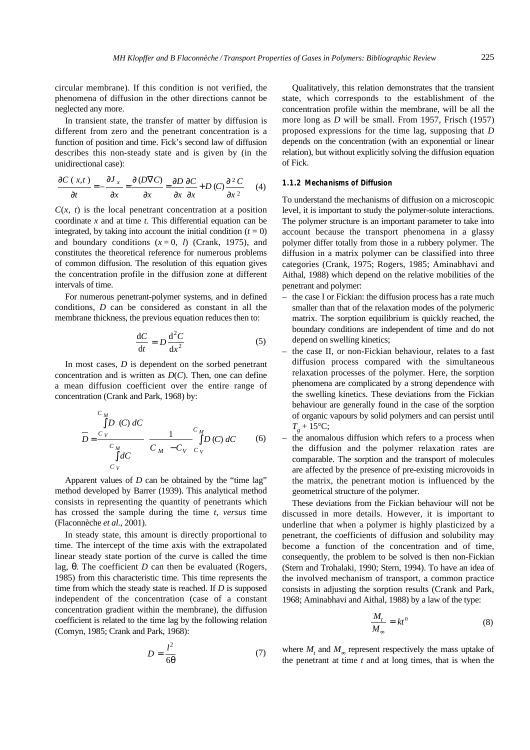circular membrane). If this condition is not verified, the phenomena of diffusion in the other directions cannot be neglected any more.

In transient state, the transfer of matter by diffusion is different from zero and the penetrant concentration is a function of position and time. Fick's second law of diffusion describes this non-steady state and is given by (in the unidirectional case):

$$\frac{\partial C\,(x,t)}{\partial t} = -\frac{\partial J_x}{\partial x} = \frac{\partial\,(D\nabla C)}{\partial x} = \frac{\partial D}{\partial x}\frac{\partial C}{\partial x} + D\,(C)\frac{\partial^2 C}{\partial x^2} \quad (4)$$

$C(x, t)$ is the local penetrant concentration at a position coordinate $x$ and at time $t$. This differential equation can be integrated, by taking into account the initial condition ($t = 0$) and boundary conditions ($x = 0$, $l$) (Crank, 1975), and constitutes the theoretical reference for numerous problems of common diffusion. The resolution of this equation gives the concentration profile in the diffusion zone at different intervals of time.

For numerous penetrant-polymer systems, and in defined conditions, $D$ can be considered as constant in all the membrane thickness, the previous equation reduces then to:

$$\frac{dC}{dt} = D\frac{d^2C}{dx^2} \quad (5)$$

In most cases, $D$ is dependent on the sorbed penetrant concentration and is written as $D(C)$. Then, one can define a mean diffusion coefficient over the entire range of concentration (Crank and Park, 1968) by:

$$\overline{D} = \frac{\int_{C_V}^{C_M} D\,(C)\,dC}{\int_{C_V}^{C_M} dC} = \frac{1}{C_M - C_V}\int_{C_V}^{C_M} D\,(C)\,dC \quad (6)$$

Apparent values of $D$ can be obtained by the "time lag" method developed by Barrer (1939). This analytical method consists in representing the quantity of penetrants which has crossed the sample during the time $t$, *versus* time (Flaconnèche *et al.*, 2001).

In steady state, this amount is directly proportional to time. The intercept of the time axis with the extrapolated linear steady state portion of the curve is called the time lag, $\theta$. The coefficient $D$ can then be evaluated (Rogers, 1985) from this characteristic time. This time represents the time from which the steady state is reached. If $D$ is supposed independent of the concentration (case of a constant concentration gradient within the membrane), the diffusion coefficient is related to the time lag by the following relation (Comyn, 1985; Crank and Park, 1968):

$$D = \frac{l^2}{6\theta} \quad (7)$$

Qualitatively, this relation demonstrates that the transient state, which corresponds to the establishment of the concentration profile within the membrane, will be all the more long as $D$ will be small. From 1957, Frisch (1957) proposed expressions for the time lag, supposing that $D$ depends on the concentration (with an exponential or linear relation), but without explicitly solving the diffusion equation of Fick.

#### 1.1.2 Mechanisms of Diffusion

To understand the mechanisms of diffusion on a microscopic level, it is important to study the polymer-solute interactions. The polymer structure is an important parameter to take into account because the transport phenomena in a glassy polymer differ totally from those in a rubbery polymer. The diffusion in a matrix polymer can be classified into three categories (Crank, 1975; Rogers, 1985; Aminabhavi and Aithal, 1988) which depend on the relative mobilities of the penetrant and polymer:

– the case I or Fickian: the diffusion process has a rate much smaller than that of the relaxation modes of the polymeric matrix. The sorption equilibrium is quickly reached, the boundary conditions are independent of time and do not depend on swelling kinetics;
– the case II, or non-Fickian behaviour, relates to a fast diffusion process compared with the simultaneous relaxation processes of the polymer. Here, the sorption phenomena are complicated by a strong dependence with the swelling kinetics. These deviations from the Fickian behaviour are generally found in the case of the sorption of organic vapours by solid polymers and can persist until $T_g + 15°C$;
– the anomalous diffusion which refers to a process when the diffusion and the polymer relaxation rates are comparable. The sorption and the transport of molecules are affected by the presence of pre-existing microvoids in the matrix, the penetrant motion is influenced by the geometrical structure of the polymer.

These deviations from the Fickian behaviour will not be discussed in more details. However, it is important to underline that when a polymer is highly plasticized by a penetrant, the coefficients of diffusion and solubility may become a function of the concentration and of time, consequently, the problem to be solved is then non-Fickian (Stern and Trohalaki, 1990; Stern, 1994). To have an idea of the involved mechanism of transport, a common practice consists in adjusting the sorption results (Crank and Park, 1968; Aminabhavi and Aithal, 1988) by a law of the type:

$$\frac{M_t}{M_\infty} = kt^n \quad (8)$$

where $M_t$ and $M_\infty$ represent respectively the mass uptake of the penetrant at time $t$ and at long times, that is when the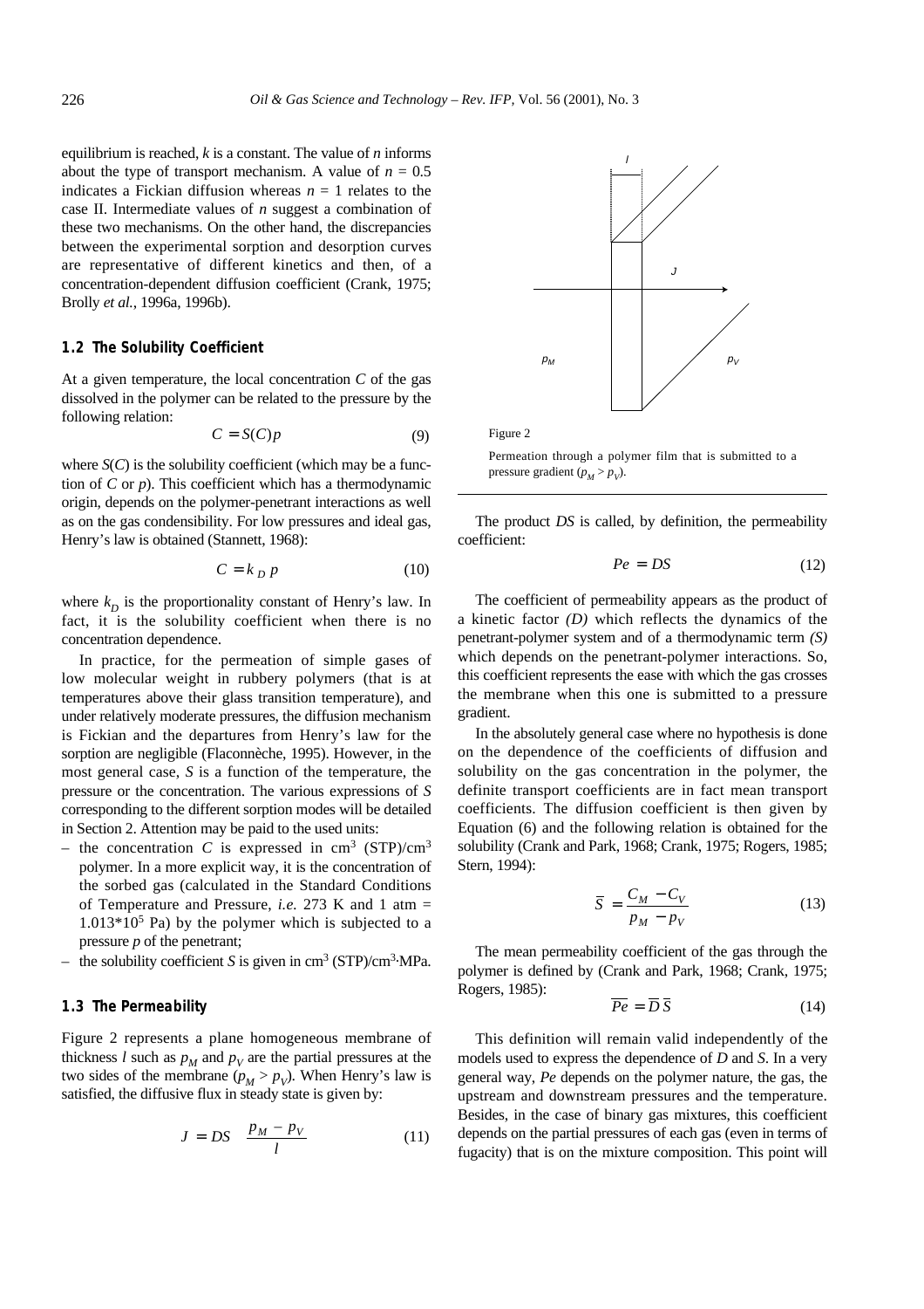equilibrium is reached, $k$ is a constant. The value of $n$ informs about the type of transport mechanism. A value of $n = 0.5$ indicates a Fickian diffusion whereas $n = 1$ relates to the case II. Intermediate values of $n$ suggest a combination of these two mechanisms. On the other hand, the discrepancies between the experimental sorption and desorption curves are representative of different kinetics and then, of a concentration-dependent diffusion coefficient (Crank, 1975; Brolly *et al.*, 1996a, 1996b).

### 1.2 The Solubility Coefficient

At a given temperature, the local concentration $C$ of the gas dissolved in the polymer can be related to the pressure by the following relation:

$$C = S(C)p \tag{9}$$

where $S(C)$ is the solubility coefficient (which may be a function of $C$ or $p$). This coefficient which has a thermodynamic origin, depends on the polymer-penetrant interactions as well as on the gas condensibility. For low pressures and ideal gas, Henry's law is obtained (Stannett, 1968):

$$C = k_D\, p \tag{10}$$

where $k_D$ is the proportionality constant of Henry's law. In fact, it is the solubility coefficient when there is no concentration dependence.

In practice, for the permeation of simple gases of low molecular weight in rubbery polymers (that is at temperatures above their glass transition temperature), and under relatively moderate pressures, the diffusion mechanism is Fickian and the departures from Henry's law for the sorption are negligible (Flaconnèche, 1995). However, in the most general case, $S$ is a function of the temperature, the pressure or the concentration. The various expressions of $S$ corresponding to the different sorption modes will be detailed in Section 2. Attention may be paid to the used units:

- the concentration $C$ is expressed in $cm^3$ (STP)/$cm^3$ polymer. In a more explicit way, it is the concentration of the sorbed gas (calculated in the Standard Conditions of Temperature and Pressure, *i.e.* 273 K and 1 atm = $1.013*10^5$ Pa) by the polymer which is subjected to a pressure $p$ of the penetrant;
- the solubility coefficient $S$ is given in $cm^3$ (STP)/$cm^3$·MPa.

### 1.3 The Permeability

Figure 2 represents a plane homogeneous membrane of thickness $l$ such as $p_M$ and $p_V$ are the partial pressures at the two sides of the membrane ($p_M > p_V$). When Henry's law is satisfied, the diffusive flux in steady state is given by:

$$J = DS \quad \frac{p_M - p_V}{l} \tag{11}$$

Figure 2

Permeation through a polymer film that is submitted to a pressure gradient ($p_M > p_V$).

The product $DS$ is called, by definition, the permeability coefficient:

$$Pe = DS \tag{12}$$

The coefficient of permeability appears as the product of a kinetic factor *(D)* which reflects the dynamics of the penetrant-polymer system and of a thermodynamic term *(S)* which depends on the penetrant-polymer interactions. So, this coefficient represents the ease with which the gas crosses the membrane when this one is submitted to a pressure gradient.

In the absolutely general case where no hypothesis is done on the dependence of the coefficients of diffusion and solubility on the gas concentration in the polymer, the definite transport coefficients are in fact mean transport coefficients. The diffusion coefficient is then given by Equation (6) and the following relation is obtained for the solubility (Crank and Park, 1968; Crank, 1975; Rogers, 1985; Stern, 1994):

$$\overline{S} = \frac{C_M - C_V}{p_M - p_V} \tag{13}$$

The mean permeability coefficient of the gas through the polymer is defined by (Crank and Park, 1968; Crank, 1975; Rogers, 1985):

$$\overline{Pe} = \overline{D}\,\overline{S} \tag{14}$$

This definition will remain valid independently of the models used to express the dependence of $D$ and $S$. In a very general way, $Pe$ depends on the polymer nature, the gas, the upstream and downstream pressures and the temperature. Besides, in the case of binary gas mixtures, this coefficient depends on the partial pressures of each gas (even in terms of fugacity) that is on the mixture composition. This point will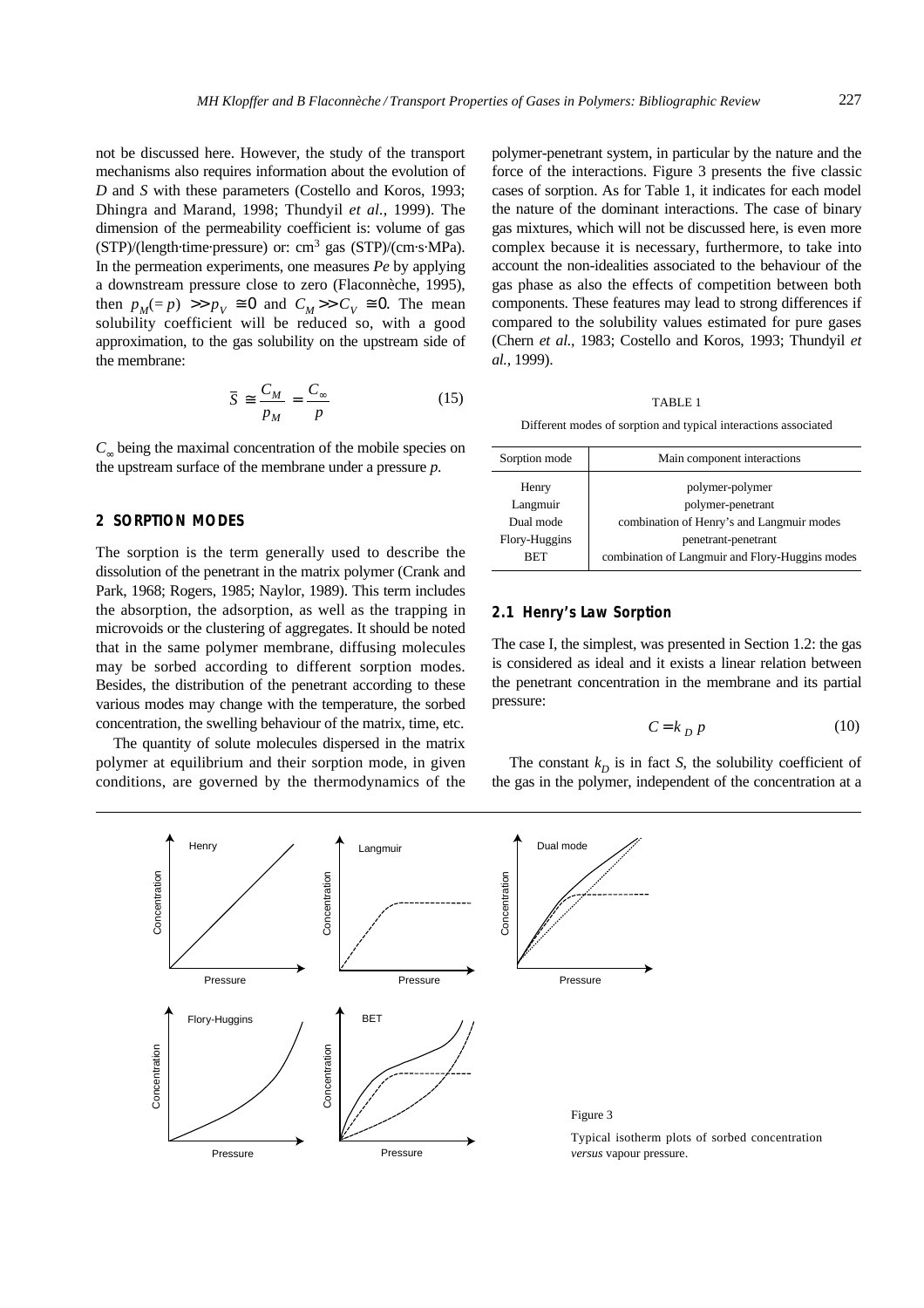not be discussed here. However, the study of the transport mechanisms also requires information about the evolution of $D$ and $S$ with these parameters (Costello and Koros, 1993; Dhingra and Marand, 1998; Thundyil *et al.*, 1999). The dimension of the permeability coefficient is: volume of gas (STP)/(length·time·pressure) or: cm$^3$ gas (STP)/(cm·s·MPa). In the permeation experiments, one measures $Pe$ by applying a downstream pressure close to zero (Flaconnèche, 1995), then $p_M(= p) >> p_V \cong 0$ and $C_M >> C_V \cong 0$. The mean solubility coefficient will be reduced so, with a good approximation, to the gas solubility on the upstream side of the membrane:

$$\bar{S} \cong \frac{C_M}{p_M} = \frac{C_\infty}{p} \tag{15}$$

$C_\infty$ being the maximal concentration of the mobile species on the upstream surface of the membrane under a pressure $p$.

## 2 SORPTION MODES

The sorption is the term generally used to describe the dissolution of the penetrant in the matrix polymer (Crank and Park, 1968; Rogers, 1985; Naylor, 1989). This term includes the absorption, the adsorption, as well as the trapping in microvoids or the clustering of aggregates. It should be noted that in the same polymer membrane, diffusing molecules may be sorbed according to different sorption modes. Besides, the distribution of the penetrant according to these various modes may change with the temperature, the sorbed concentration, the swelling behaviour of the matrix, time, etc.

The quantity of solute molecules dispersed in the matrix polymer at equilibrium and their sorption mode, in given conditions, are governed by the thermodynamics of the polymer-penetrant system, in particular by the nature and the force of the interactions. Figure 3 presents the five classic cases of sorption. As for Table 1, it indicates for each model the nature of the dominant interactions. The case of binary gas mixtures, which will not be discussed here, is even more complex because it is necessary, furthermore, to take into account the non-idealities associated to the behaviour of the gas phase as also the effects of competition between both components. These features may lead to strong differences if compared to the solubility values estimated for pure gases (Chern *et al.*, 1983; Costello and Koros, 1993; Thundyil *et al.*, 1999).

TABLE 1

Different modes of sorption and typical interactions associated

| Sorption mode | Main component interactions |
|---|---|
| Henry | polymer-polymer |
| Langmuir | polymer-penetrant |
| Dual mode | combination of Henry's and Langmuir modes |
| Flory-Huggins | penetrant-penetrant |
| BET | combination of Langmuir and Flory-Huggins modes |

### 2.1 Henry's Law Sorption

The case I, the simplest, was presented in Section 1.2: the gas is considered as ideal and it exists a linear relation between the penetrant concentration in the membrane and its partial pressure:

$$C = k_D \, p \tag{10}$$

The constant $k_D$ is in fact $S$, the solubility coefficient of the gas in the polymer, independent of the concentration at a

Figure 3

Typical isotherm plots of sorbed concentration *versus* vapour pressure.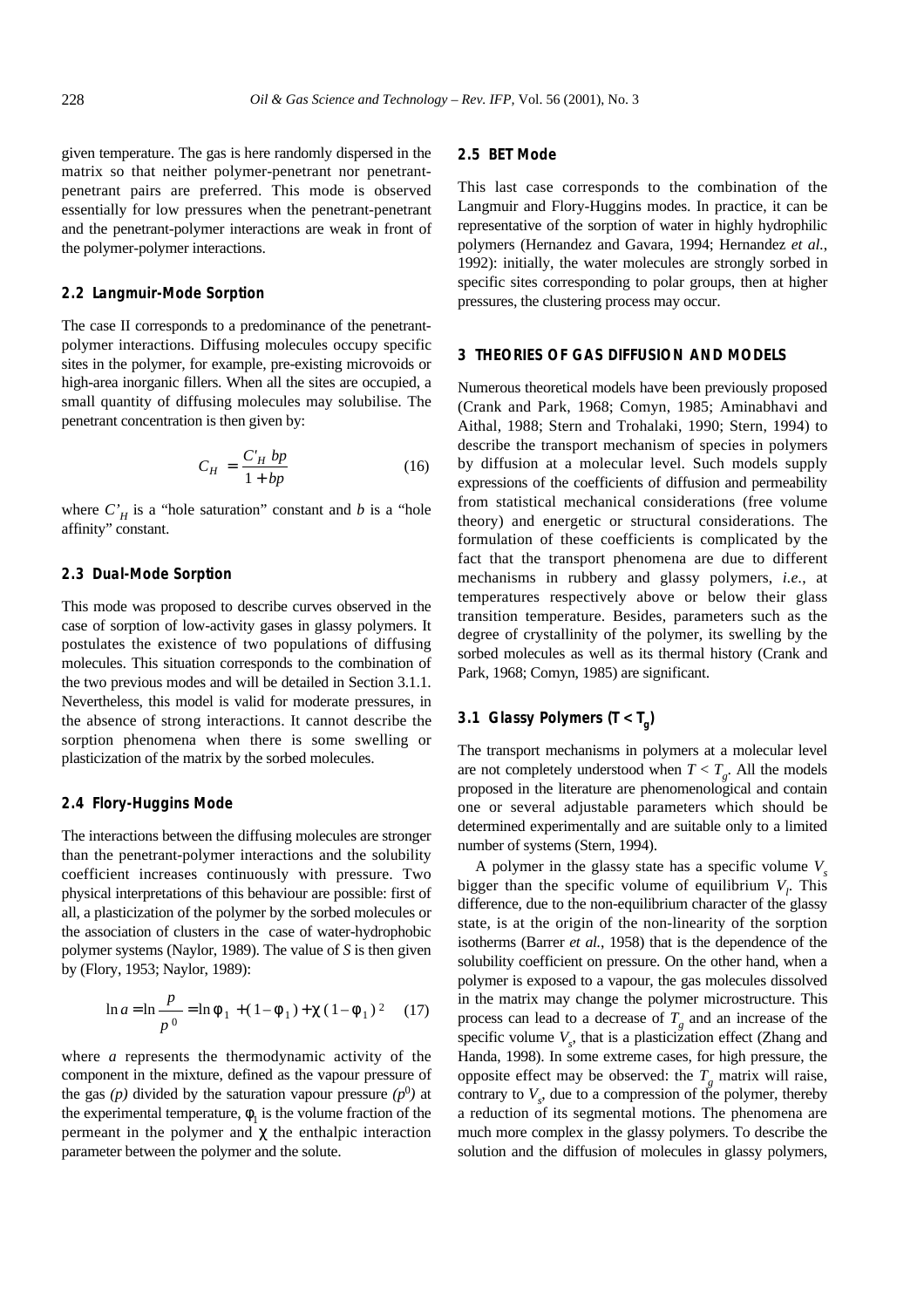given temperature. The gas is here randomly dispersed in the matrix so that neither polymer-penetrant nor penetrant-penetrant pairs are preferred. This mode is observed essentially for low pressures when the penetrant-penetrant and the penetrant-polymer interactions are weak in front of the polymer-polymer interactions.

### 2.2 Langmuir-Mode Sorption

The case II corresponds to a predominance of the penetrant-polymer interactions. Diffusing molecules occupy specific sites in the polymer, for example, pre-existing microvoids or high-area inorganic fillers. When all the sites are occupied, a small quantity of diffusing molecules may solubilise. The penetrant concentration is then given by:

$$C_H = \frac{C'_H\, bp}{1 + bp} \tag{16}$$

where $C'_H$ is a "hole saturation" constant and $b$ is a "hole affinity" constant.

### 2.3 Dual-Mode Sorption

This mode was proposed to describe curves observed in the case of sorption of low-activity gases in glassy polymers. It postulates the existence of two populations of diffusing molecules. This situation corresponds to the combination of the two previous modes and will be detailed in Section 3.1.1. Nevertheless, this model is valid for moderate pressures, in the absence of strong interactions. It cannot describe the sorption phenomena when there is some swelling or plasticization of the matrix by the sorbed molecules.

### 2.4 Flory-Huggins Mode

The interactions between the diffusing molecules are stronger than the penetrant-polymer interactions and the solubility coefficient increases continuously with pressure. Two physical interpretations of this behaviour are possible: first of all, a plasticization of the polymer by the sorbed molecules or the association of clusters in the case of water-hydrophobic polymer systems (Naylor, 1989). The value of $S$ is then given by (Flory, 1953; Naylor, 1989):

$$\ln a = \ln \frac{p}{p^0} = \ln \phi_1 + (1 - \phi_1) + \chi\,(1 - \phi_1)^2 \tag{17}$$

where $a$ represents the thermodynamic activity of the component in the mixture, defined as the vapour pressure of the gas $(p)$ divided by the saturation vapour pressure $(p^0)$ at the experimental temperature, $\phi_1$ is the volume fraction of the permeant in the polymer and $\chi$ the enthalpic interaction parameter between the polymer and the solute.

### 2.5 BET Mode

This last case corresponds to the combination of the Langmuir and Flory-Huggins modes. In practice, it can be representative of the sorption of water in highly hydrophilic polymers (Hernandez and Gavara, 1994; Hernandez *et al.*, 1992): initially, the water molecules are strongly sorbed in specific sites corresponding to polar groups, then at higher pressures, the clustering process may occur.

## 3 THEORIES OF GAS DIFFUSION AND MODELS

Numerous theoretical models have been previously proposed (Crank and Park, 1968; Comyn, 1985; Aminabhavi and Aithal, 1988; Stern and Trohalaki, 1990; Stern, 1994) to describe the transport mechanism of species in polymers by diffusion at a molecular level. Such models supply expressions of the coefficients of diffusion and permeability from statistical mechanical considerations (free volume theory) and energetic or structural considerations. The formulation of these coefficients is complicated by the fact that the transport phenomena are due to different mechanisms in rubbery and glassy polymers, *i.e.*, at temperatures respectively above or below their glass transition temperature. Besides, parameters such as the degree of crystallinity of the polymer, its swelling by the sorbed molecules as well as its thermal history (Crank and Park, 1968; Comyn, 1985) are significant.

### 3.1 Glassy Polymers ($T < T_g$)

The transport mechanisms in polymers at a molecular level are not completely understood when $T < T_g$. All the models proposed in the literature are phenomenological and contain one or several adjustable parameters which should be determined experimentally and are suitable only to a limited number of systems (Stern, 1994).

A polymer in the glassy state has a specific volume $V_s$ bigger than the specific volume of equilibrium $V_l$. This difference, due to the non-equilibrium character of the glassy state, is at the origin of the non-linearity of the sorption isotherms (Barrer *et al.*, 1958) that is the dependence of the solubility coefficient on pressure. On the other hand, when a polymer is exposed to a vapour, the gas molecules dissolved in the matrix may change the polymer microstructure. This process can lead to a decrease of $T_g$ and an increase of the specific volume $V_s$, that is a plasticization effect (Zhang and Handa, 1998). In some extreme cases, for high pressure, the opposite effect may be observed: the $T_g$ matrix will raise, contrary to $V_s$, due to a compression of the polymer, thereby a reduction of its segmental motions. The phenomena are much more complex in the glassy polymers. To describe the solution and the diffusion of molecules in glassy polymers,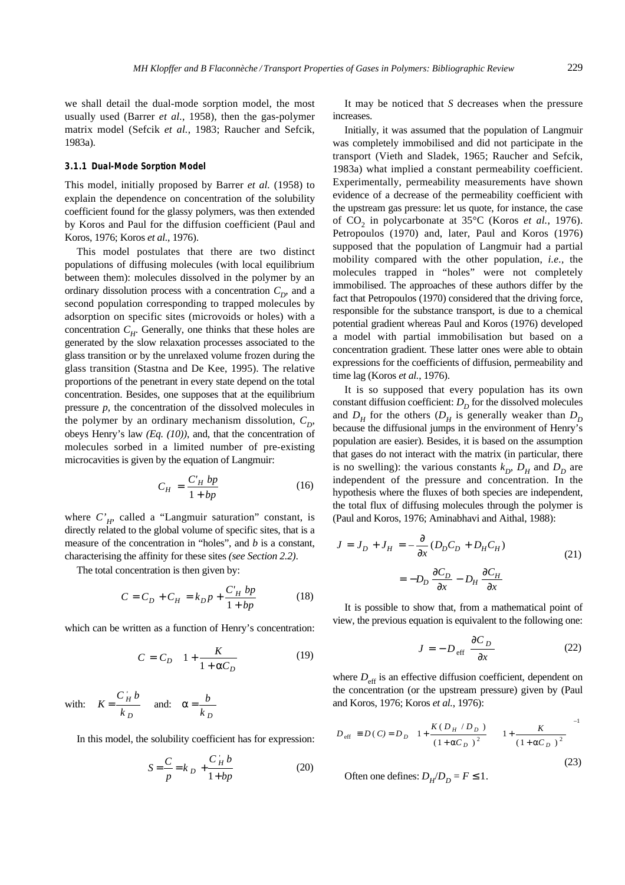we shall detail the dual-mode sorption model, the most usually used (Barrer *et al.*, 1958), then the gas-polymer matrix model (Sefcik *et al.*, 1983; Raucher and Sefcik, 1983a).

### 3.1.1 Dual-Mode Sorption Model

This model, initially proposed by Barrer *et al.* (1958) to explain the dependence on concentration of the solubility coefficient found for the glassy polymers, was then extended by Koros and Paul for the diffusion coefficient (Paul and Koros, 1976; Koros *et al.*, 1976).

This model postulates that there are two distinct populations of diffusing molecules (with local equilibrium between them): molecules dissolved in the polymer by an ordinary dissolution process with a concentration $C_D$, and a second population corresponding to trapped molecules by adsorption on specific sites (microvoids or holes) with a concentration $C_H$. Generally, one thinks that these holes are generated by the slow relaxation processes associated to the glass transition or by the unrelaxed volume frozen during the glass transition (Stastna and De Kee, 1995). The relative proportions of the penetrant in every state depend on the total concentration. Besides, one supposes that at the equilibrium pressure $p$, the concentration of the dissolved molecules in the polymer by an ordinary mechanism dissolution, $C_D$, obeys Henry's law *(Eq. (10))*, and, that the concentration of molecules sorbed in a limited number of pre-existing microcavities is given by the equation of Langmuir:

$$C_H = \frac{C'_H \, bp}{1+bp} \tag{16}$$

where $C'_H$, called a "Langmuir saturation" constant, is directly related to the global volume of specific sites, that is a measure of the concentration in "holes", and $b$ is a constant, characterising the affinity for these sites *(see Section 2.2)*.

The total concentration is then given by:

$$C = C_D + C_H = k_D p + \frac{C'_H \, bp}{1+bp} \tag{18}$$

which can be written as a function of Henry's concentration:

$$C = C_D \left(1 + \frac{K}{1+\alpha C_D}\right) \tag{19}$$

with: $K = \dfrac{C'_H \, b}{k_D}$ and: $\alpha = \dfrac{b}{k_D}$

In this model, the solubility coefficient has for expression:

$$S = \frac{C}{p} = k_D + \frac{C'_H \, b}{1+bp} \tag{20}$$

It may be noticed that $S$ decreases when the pressure increases.

Initially, it was assumed that the population of Langmuir was completely immobilised and did not participate in the transport (Vieth and Sladek, 1965; Raucher and Sefcik, 1983a) what implied a constant permeability coefficient. Experimentally, permeability measurements have shown evidence of a decrease of the permeability coefficient with the upstream gas pressure: let us quote, for instance, the case of $CO_2$ in polycarbonate at 35°C (Koros *et al.*, 1976). Petropoulos (1970) and, later, Paul and Koros (1976) supposed that the population of Langmuir had a partial mobility compared with the other population, *i.e.*, the molecules trapped in "holes" were not completely immobilised. The approaches of these authors differ by the fact that Petropoulos (1970) considered that the driving force, responsible for the substance transport, is due to a chemical potential gradient whereas Paul and Koros (1976) developed a model with partial immobilisation but based on a concentration gradient. These latter ones were able to obtain expressions for the coefficients of diffusion, permeability and time lag (Koros *et al.*, 1976).

It is so supposed that every population has its own constant diffusion coefficient: $D_D$ for the dissolved molecules and $D_H$ for the others ($D_H$ is generally weaker than $D_D$ because the diffusional jumps in the environment of Henry's population are easier). Besides, it is based on the assumption that gases do not interact with the matrix (in particular, there is no swelling): the various constants $k_D$, $D_H$ and $D_D$ are independent of the pressure and concentration. In the hypothesis where the fluxes of both species are independent, the total flux of diffusing molecules through the polymer is (Paul and Koros, 1976; Aminabhavi and Aithal, 1988):

$$J = J_D + J_H = -\frac{\partial}{\partial x}(D_D C_D + D_H C_H) = -D_D \frac{\partial C_D}{\partial x} - D_H \frac{\partial C_H}{\partial x} \tag{21}$$

It is possible to show that, from a mathematical point of view, the previous equation is equivalent to the following one:

$$J = -D_{\text{eff}} \frac{\partial C_D}{\partial x} \tag{22}$$

where $D_{\text{eff}}$ is an effective diffusion coefficient, dependent on the concentration (or the upstream pressure) given by (Paul and Koros, 1976; Koros *et al.*, 1976):

$$D_{\text{eff}} \equiv D(C) = D_D \left[1 + \frac{K(D_H/D_D)}{(1+\alpha C_D)^2}\right]\left[1 + \frac{K}{(1+\alpha C_D)^2}\right]^{-1} \tag{23}$$

Often one defines: $D_H/D_D = F \leq 1$.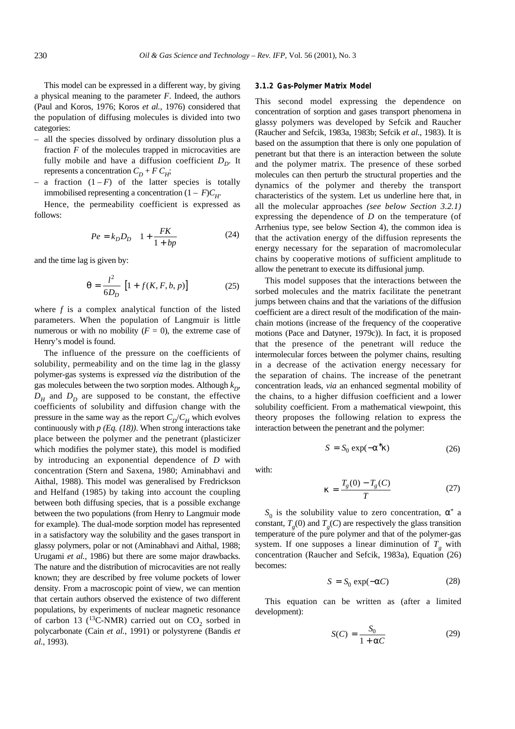This model can be expressed in a different way, by giving a physical meaning to the parameter $F$. Indeed, the authors (Paul and Koros, 1976; Koros *et al.*, 1976) considered that the population of diffusing molecules is divided into two categories:

- all the species dissolved by ordinary dissolution plus a fraction $F$ of the molecules trapped in microcavities are fully mobile and have a diffusion coefficient $D_D$. It represents a concentration $C_D + F C_H$;
- a fraction $(1 - F)$ of the latter species is totally immobilised representing a concentration $(1 - F)C_H$.

Hence, the permeability coefficient is expressed as follows:

$$Pe = k_D D_D \left(1 + \frac{FK}{1 + bp}\right) \tag{24}$$

and the time lag is given by:

$$\theta = \frac{l^2}{6D_D}\left[1 + f(K, F, b, p)\right] \tag{25}$$

where $f$ is a complex analytical function of the listed parameters. When the population of Langmuir is little numerous or with no mobility ($F = 0$), the extreme case of Henry's model is found.

The influence of the pressure on the coefficients of solubility, permeability and on the time lag in the glassy polymer-gas systems is expressed *via* the distribution of the gas molecules between the two sorption modes. Although $k_D$, $D_H$ and $D_D$ are supposed to be constant, the effective coefficients of solubility and diffusion change with the pressure in the same way as the report $C_D/C_H$ which evolves continuously with $p$ *(Eq. (18))*. When strong interactions take place between the polymer and the penetrant (plasticizer which modifies the polymer state), this model is modified by introducing an exponential dependence of $D$ with concentration (Stern and Saxena, 1980; Aminabhavi and Aithal, 1988). This model was generalised by Fredrickson and Helfand (1985) by taking into account the coupling between both diffusing species, that is a possible exchange between the two populations (from Henry to Langmuir mode for example). The dual-mode sorption model has represented in a satisfactory way the solubility and the gases transport in glassy polymers, polar or not (Aminabhavi and Aithal, 1988; Urugami *et al.*, 1986) but there are some major drawbacks. The nature and the distribution of microcavities are not really known; they are described by free volume pockets of lower density. From a macroscopic point of view, we can mention that certain authors observed the existence of two different populations, by experiments of nuclear magnetic resonance of carbon 13 ($^{13}$C-NMR) carried out on $CO_2$ sorbed in polycarbonate (Cain *et al.*, 1991) or polystyrene (Bandis *et al.*, 1993).

#### 3.1.2 Gas-Polymer Matrix Model

This second model expressing the dependence on concentration of sorption and gases transport phenomena in glassy polymers was developed by Sefcik and Raucher (Raucher and Sefcik, 1983a, 1983b; Sefcik *et al.*, 1983). It is based on the assumption that there is only one population of penetrant but that there is an interaction between the solute and the polymer matrix. The presence of these sorbed molecules can then perturb the structural properties and the dynamics of the polymer and thereby the transport characteristics of the system. Let us underline here that, in all the molecular approaches *(see below Section 3.2.1)* expressing the dependence of $D$ on the temperature (of Arrhenius type, see below Section 4), the common idea is that the activation energy of the diffusion represents the energy necessary for the separation of macromolecular chains by cooperative motions of sufficient amplitude to allow the penetrant to execute its diffusional jump.

This model supposes that the interactions between the sorbed molecules and the matrix facilitate the penetrant jumps between chains and that the variations of the diffusion coefficient are a direct result of the modification of the main-chain motions (increase of the frequency of the cooperative motions (Pace and Datyner, 1979c)). In fact, it is proposed that the presence of the penetrant will reduce the intermolecular forces between the polymer chains, resulting in a decrease of the activation energy necessary for the separation of chains. The increase of the penetrant concentration leads, *via* an enhanced segmental mobility of the chains, to a higher diffusion coefficient and a lower solubility coefficient. From a mathematical viewpoint, this theory proposes the following relation to express the interaction between the penetrant and the polymer:

$$S = S_0 \exp(-\alpha^* \kappa) \tag{26}$$

with:

$$\kappa = \frac{T_g(0) - T_g(C)}{T} \tag{27}$$

$S_0$ is the solubility value to zero concentration, $\alpha^*$ a constant, $T_g(0)$ and $T_g(C)$ are respectively the glass transition temperature of the pure polymer and that of the polymer-gas system. If one supposes a linear diminution of $T_g$ with concentration (Raucher and Sefcik, 1983a), Equation (26) becomes:

$$S = S_0 \exp(-\alpha C) \tag{28}$$

This equation can be written as (after a limited development):

$$S(C) = \frac{S_0}{1 + \alpha C} \tag{29}$$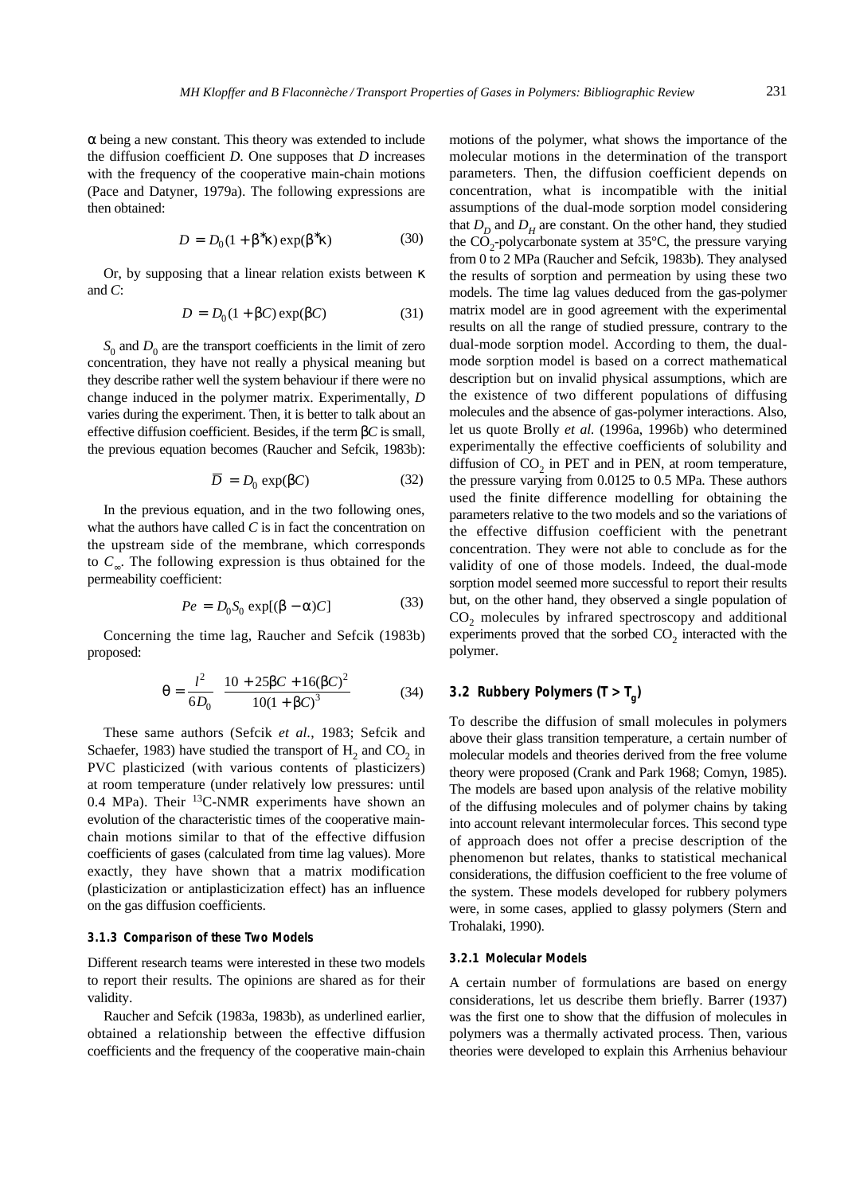α being a new constant. This theory was extended to include the diffusion coefficient $D$. One supposes that $D$ increases with the frequency of the cooperative main-chain motions (Pace and Datyner, 1979a). The following expressions are then obtained:

$$D = D_0(1 + \beta^*\kappa)\exp(\beta^*\kappa) \tag{30}$$

Or, by supposing that a linear relation exists between κ and $C$:

$$D = D_0(1 + \beta C)\exp(\beta C) \tag{31}$$

$S_0$ and $D_0$ are the transport coefficients in the limit of zero concentration, they have not really a physical meaning but they describe rather well the system behaviour if there were no change induced in the polymer matrix. Experimentally, $D$ varies during the experiment. Then, it is better to talk about an effective diffusion coefficient. Besides, if the term $\beta C$ is small, the previous equation becomes (Raucher and Sefcik, 1983b):

$$\overline{D} = D_0 \exp(\beta C) \tag{32}$$

In the previous equation, and in the two following ones, what the authors have called $C$ is in fact the concentration on the upstream side of the membrane, which corresponds to $C_\infty$. The following expression is thus obtained for the permeability coefficient:

$$Pe = D_0 S_0 \exp[(\beta - \alpha)C] \tag{33}$$

Concerning the time lag, Raucher and Sefcik (1983b) proposed:

$$\theta = \frac{l^2}{6D_0}\left[\frac{10 + 25\beta C + 16(\beta C)^2}{10(1 + \beta C)^3}\right] \tag{34}$$

These same authors (Sefcik *et al.*, 1983; Sefcik and Schaefer, 1983) have studied the transport of $H_2$ and $CO_2$ in PVC plasticized (with various contents of plasticizers) at room temperature (under relatively low pressures: until 0.4 MPa). Their $^{13}$C-NMR experiments have shown an evolution of the characteristic times of the cooperative main-chain motions similar to that of the effective diffusion coefficients of gases (calculated from time lag values). More exactly, they have shown that a matrix modification (plasticization or antiplasticization effect) has an influence on the gas diffusion coefficients.

#### 3.1.3 Comparison of these Two Models

Different research teams were interested in these two models to report their results. The opinions are shared as for their validity.

Raucher and Sefcik (1983a, 1983b), as underlined earlier, obtained a relationship between the effective diffusion coefficients and the frequency of the cooperative main-chain motions of the polymer, what shows the importance of the molecular motions in the determination of the transport parameters. Then, the diffusion coefficient depends on concentration, what is incompatible with the initial assumptions of the dual-mode sorption model considering that $D_D$ and $D_H$ are constant. On the other hand, they studied the $CO_2$-polycarbonate system at 35°C, the pressure varying from 0 to 2 MPa (Raucher and Sefcik, 1983b). They analysed the results of sorption and permeation by using these two models. The time lag values deduced from the gas-polymer matrix model are in good agreement with the experimental results on all the range of studied pressure, contrary to the dual-mode sorption model. According to them, the dual-mode sorption model is based on a correct mathematical description but on invalid physical assumptions, which are the existence of two different populations of diffusing molecules and the absence of gas-polymer interactions. Also, let us quote Brolly *et al.* (1996a, 1996b) who determined experimentally the effective coefficients of solubility and diffusion of $CO_2$ in PET and in PEN, at room temperature, the pressure varying from 0.0125 to 0.5 MPa. These authors used the finite difference modelling for obtaining the parameters relative to the two models and so the variations of the effective diffusion coefficient with the penetrant concentration. They were not able to conclude as for the validity of one of those models. Indeed, the dual-mode sorption model seemed more successful to report their results but, on the other hand, they observed a single population of $CO_2$ molecules by infrared spectroscopy and additional experiments proved that the sorbed $CO_2$ interacted with the polymer.

### 3.2 Rubbery Polymers ($T > T_g$)

To describe the diffusion of small molecules in polymers above their glass transition temperature, a certain number of molecular models and theories derived from the free volume theory were proposed (Crank and Park 1968; Comyn, 1985). The models are based upon analysis of the relative mobility of the diffusing molecules and of polymer chains by taking into account relevant intermolecular forces. This second type of approach does not offer a precise description of the phenomenon but relates, thanks to statistical mechanical considerations, the diffusion coefficient to the free volume of the system. These models developed for rubbery polymers were, in some cases, applied to glassy polymers (Stern and Trohalaki, 1990).

#### 3.2.1 Molecular Models

A certain number of formulations are based on energy considerations, let us describe them briefly. Barrer (1937) was the first one to show that the diffusion of molecules in polymers was a thermally activated process. Then, various theories were developed to explain this Arrhenius behaviour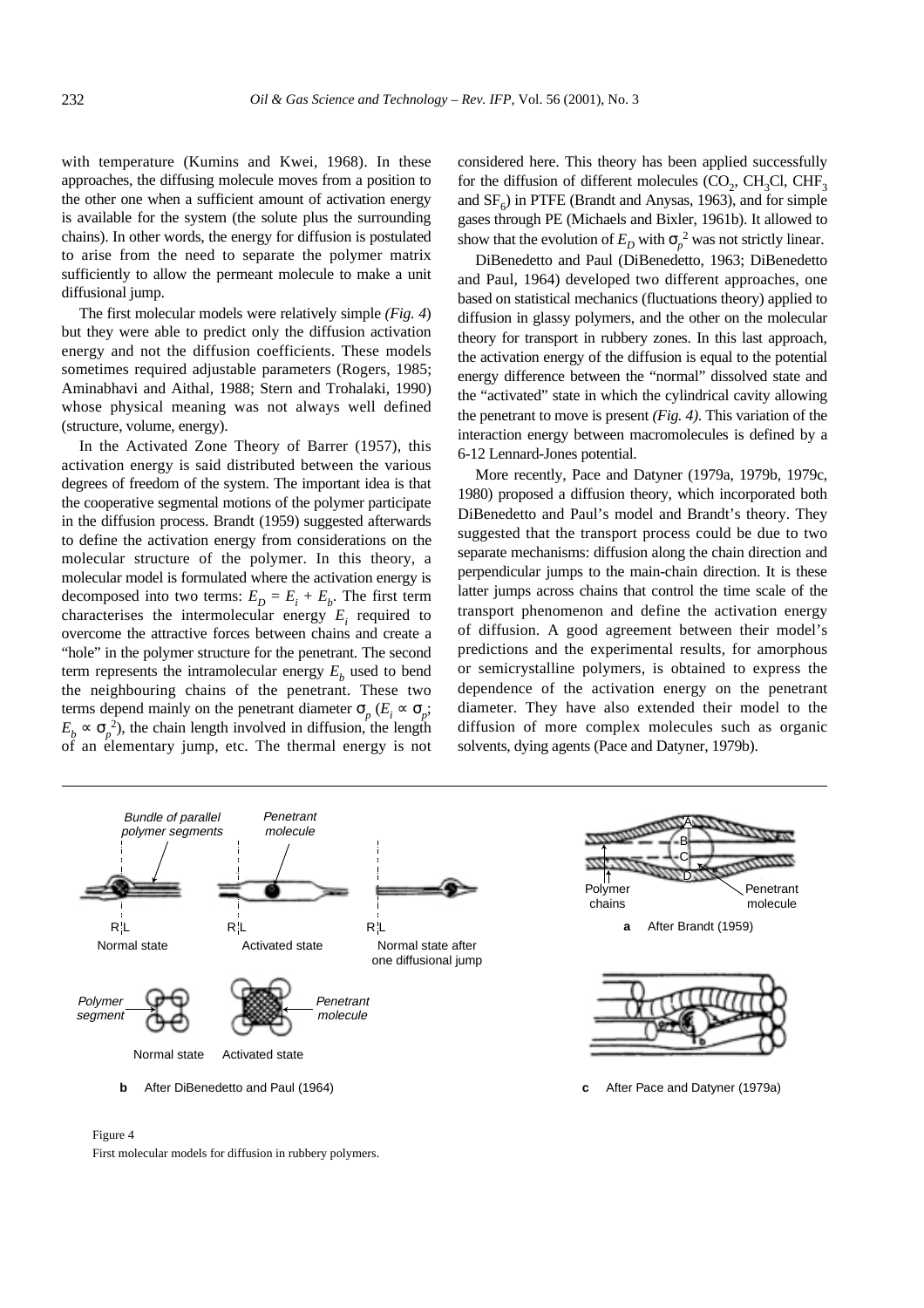with temperature (Kumins and Kwei, 1968). In these approaches, the diffusing molecule moves from a position to the other one when a sufficient amount of activation energy is available for the system (the solute plus the surrounding chains). In other words, the energy for diffusion is postulated to arise from the need to separate the polymer matrix sufficiently to allow the permeant molecule to make a unit diffusional jump.

The first molecular models were relatively simple *(Fig. 4)* but they were able to predict only the diffusion activation energy and not the diffusion coefficients. These models sometimes required adjustable parameters (Rogers, 1985; Aminabhavi and Aithal, 1988; Stern and Trohalaki, 1990) whose physical meaning was not always well defined (structure, volume, energy).

In the Activated Zone Theory of Barrer (1957), this activation energy is said distributed between the various degrees of freedom of the system. The important idea is that the cooperative segmental motions of the polymer participate in the diffusion process. Brandt (1959) suggested afterwards to define the activation energy from considerations on the molecular structure of the polymer. In this theory, a molecular model is formulated where the activation energy is decomposed into two terms: $E_D = E_i + E_b$. The first term characterises the intermolecular energy $E_i$ required to overcome the attractive forces between chains and create a "hole" in the polymer structure for the penetrant. The second term represents the intramolecular energy $E_b$ used to bend the neighbouring chains of the penetrant. These two terms depend mainly on the penetrant diameter $\sigma_p$ ($E_i \propto \sigma_p$; $E_b \propto \sigma_p^2$), the chain length involved in diffusion, the length of an elementary jump, etc. The thermal energy is not considered here. This theory has been applied successfully for the diffusion of different molecules ($CO_2$, $CH_3Cl$, $CHF_3$ and $SF_6$) in PTFE (Brandt and Anysas, 1963), and for simple gases through PE (Michaels and Bixler, 1961b). It allowed to show that the evolution of $E_D$ with $\sigma_p^2$ was not strictly linear.

DiBenedetto and Paul (DiBenedetto, 1963; DiBenedetto and Paul, 1964) developed two different approaches, one based on statistical mechanics (fluctuations theory) applied to diffusion in glassy polymers, and the other on the molecular theory for transport in rubbery zones. In this last approach, the activation energy of the diffusion is equal to the potential energy difference between the "normal" dissolved state and the "activated" state in which the cylindrical cavity allowing the penetrant to move is present *(Fig. 4)*. This variation of the interaction energy between macromolecules is defined by a 6-12 Lennard-Jones potential.

More recently, Pace and Datyner (1979a, 1979b, 1979c, 1980) proposed a diffusion theory, which incorporated both DiBenedetto and Paul's model and Brandt's theory. They suggested that the transport process could be due to two separate mechanisms: diffusion along the chain direction and perpendicular jumps to the main-chain direction. It is these latter jumps across chains that control the time scale of the transport phenomenon and define the activation energy of diffusion. A good agreement between their model's predictions and the experimental results, for amorphous or semicrystalline polymers, is obtained to express the dependence of the activation energy on the penetrant diameter. They have also extended their model to the diffusion of more complex molecules such as organic solvents, dying agents (Pace and Datyner, 1979b).

**a** After Brandt (1959)

**b** After DiBenedetto and Paul (1964)

**c** After Pace and Datyner (1979a)

Figure 4

First molecular models for diffusion in rubbery polymers.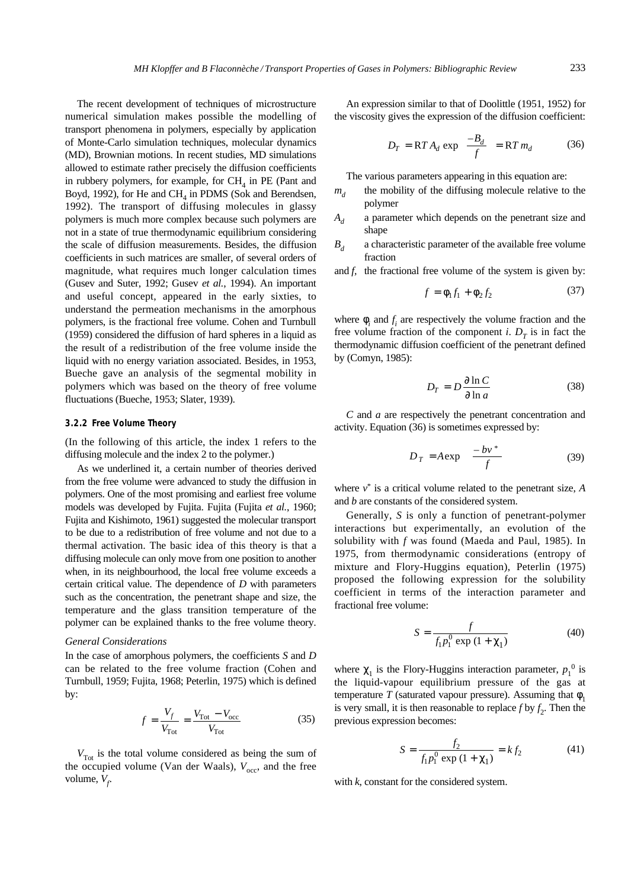The recent development of techniques of microstructure numerical simulation makes possible the modelling of transport phenomena in polymers, especially by application of Monte-Carlo simulation techniques, molecular dynamics (MD), Brownian motions. In recent studies, MD simulations allowed to estimate rather precisely the diffusion coefficients in rubbery polymers, for example, for $CH_4$ in PE (Pant and Boyd, 1992), for He and $CH_4$ in PDMS (Sok and Berendsen, 1992). The transport of diffusing molecules in glassy polymers is much more complex because such polymers are not in a state of true thermodynamic equilibrium considering the scale of diffusion measurements. Besides, the diffusion coefficients in such matrices are smaller, of several orders of magnitude, what requires much longer calculation times (Gusev and Suter, 1992; Gusev *et al.*, 1994). An important and useful concept, appeared in the early sixties, to understand the permeation mechanisms in the amorphous polymers, is the fractional free volume. Cohen and Turnbull (1959) considered the diffusion of hard spheres in a liquid as the result of a redistribution of the free volume inside the liquid with no energy variation associated. Besides, in 1953, Bueche gave an analysis of the segmental mobility in polymers which was based on the theory of free volume fluctuations (Bueche, 1953; Slater, 1939).

### 3.2.2 Free Volume Theory

(In the following of this article, the index 1 refers to the diffusing molecule and the index 2 to the polymer.)

As we underlined it, a certain number of theories derived from the free volume were advanced to study the diffusion in polymers. One of the most promising and earliest free volume models was developed by Fujita. Fujita (Fujita *et al.*, 1960; Fujita and Kishimoto, 1961) suggested the molecular transport to be due to a redistribution of free volume and not due to a thermal activation. The basic idea of this theory is that a diffusing molecule can only move from one position to another when, in its neighbourhood, the local free volume exceeds a certain critical value. The dependence of *D* with parameters such as the concentration, the penetrant shape and size, the temperature and the glass transition temperature of the polymer can be explained thanks to the free volume theory.

*General Considerations*

In the case of amorphous polymers, the coefficients *S* and *D* can be related to the free volume fraction (Cohen and Turnbull, 1959; Fujita, 1968; Peterlin, 1975) which is defined by:

$$f = \frac{V_f}{V_{\text{Tot}}} = \frac{V_{\text{Tot}} - V_{\text{occ}}}{V_{\text{Tot}}} \tag{35}$$

$V_{\text{Tot}}$ is the total volume considered as being the sum of the occupied volume (Van der Waals), $V_{\text{occ}}$, and the free volume, $V_f$.

An expression similar to that of Doolittle (1951, 1952) for the viscosity gives the expression of the diffusion coefficient:

$$D_T = \mathrm{R}T\, A_d \exp\left(\frac{-B_d}{f}\right) = \mathrm{R}T\, m_d \tag{36}$$

The various parameters appearing in this equation are:

- $m_d$ the mobility of the diffusing molecule relative to the polymer
- $A_d$ a parameter which depends on the penetrant size and shape
- $B_d$ a characteristic parameter of the available free volume fraction

and $f$, the fractional free volume of the system is given by:

$$f = \phi_1 f_1 + \phi_2 f_2 \tag{37}$$

where $\phi_i$ and $f_i$ are respectively the volume fraction and the free volume fraction of the component *i*. $D_T$ is in fact the thermodynamic diffusion coefficient of the penetrant defined by (Comyn, 1985):

$$D_T = D \frac{\partial \ln C}{\partial \ln a} \tag{38}$$

*C* and *a* are respectively the penetrant concentration and activity. Equation (36) is sometimes expressed by:

$$D_T = A \exp\left(\frac{-bv^*}{f}\right) \tag{39}$$

where $v^*$ is a critical volume related to the penetrant size, *A* and *b* are constants of the considered system.

Generally, *S* is only a function of penetrant-polymer interactions but experimentally, an evolution of the solubility with *f* was found (Maeda and Paul, 1985). In 1975, from thermodynamic considerations (entropy of mixture and Flory-Huggins equation), Peterlin (1975) proposed the following expression for the solubility coefficient in terms of the interaction parameter and fractional free volume:

$$S = \frac{f}{f_1 p_1^0 \exp\left(1 + \chi_1\right)} \tag{40}$$

where $\chi_1$ is the Flory-Huggins interaction parameter, $p_1^0$ is the liquid-vapour equilibrium pressure of the gas at temperature *T* (saturated vapour pressure). Assuming that $\phi_1$ is very small, it is then reasonable to replace *f* by $f_2$. Then the previous expression becomes:

$$S = \frac{f_2}{f_1 p_1^0 \exp\left(1 + \chi_1\right)} = k\, f_2 \tag{41}$$

with *k*, constant for the considered system.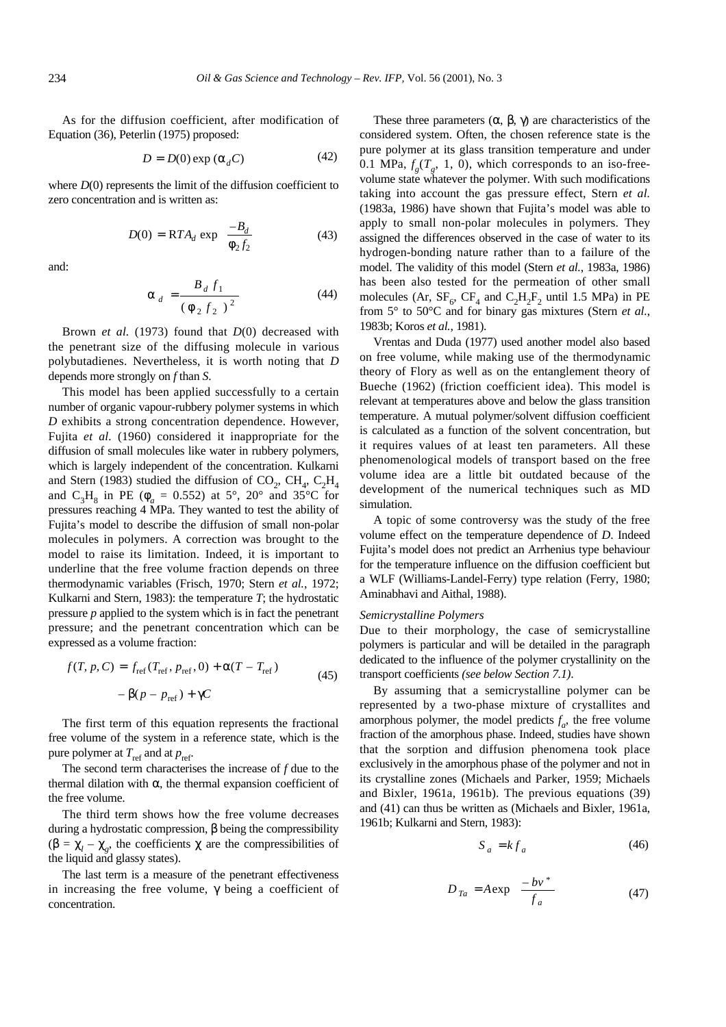As for the diffusion coefficient, after modification of Equation (36), Peterlin (1975) proposed:

$$D = D(0) \exp(\alpha_d C) \tag{42}$$

where $D(0)$ represents the limit of the diffusion coefficient to zero concentration and is written as:

$$D(0) = RTA_d \exp\left(\frac{-B_d}{\phi_2 f_2}\right) \tag{43}$$

and:

$$\alpha_d = \frac{B_d f_1}{(\phi_2 f_2)^2} \tag{44}$$

Brown *et al.* (1973) found that $D(0)$ decreased with the penetrant size of the diffusing molecule in various polybutadienes. Nevertheless, it is worth noting that $D$ depends more strongly on $f$ than $S$.

This model has been applied successfully to a certain number of organic vapour-rubbery polymer systems in which $D$ exhibits a strong concentration dependence. However, Fujita *et al.* (1960) considered it inappropriate for the diffusion of small molecules like water in rubbery polymers, which is largely independent of the concentration. Kulkarni and Stern (1983) studied the diffusion of $CO_2$, $CH_4$, $C_2H_4$ and $C_3H_8$ in PE ($\phi_a$ = 0.552) at 5°, 20° and 35°C for pressures reaching 4 MPa. They wanted to test the ability of Fujita's model to describe the diffusion of small non-polar molecules in polymers. A correction was brought to the model to raise its limitation. Indeed, it is important to underline that the free volume fraction depends on three thermodynamic variables (Frisch, 1970; Stern *et al.*, 1972; Kulkarni and Stern, 1983): the temperature $T$; the hydrostatic pressure $p$ applied to the system which is in fact the penetrant pressure; and the penetrant concentration which can be expressed as a volume fraction:

$$\begin{aligned} f(T, p, C) = f_{\text{ref}}(T_{\text{ref}}, p_{\text{ref}}, 0) + \alpha(T - T_{\text{ref}}) \\ - \beta(p - p_{\text{ref}}) + \gamma C \end{aligned} \tag{45}$$

The first term of this equation represents the fractional free volume of the system in a reference state, which is the pure polymer at $T_{\text{ref}}$ and at $p_{\text{ref}}$.

The second term characterises the increase of $f$ due to the thermal dilation with $\alpha$, the thermal expansion coefficient of the free volume.

The third term shows how the free volume decreases during a hydrostatic compression, $\beta$ being the compressibility ($\beta = \chi_l - \chi_g$, the coefficients $\chi$ are the compressibilities of the liquid and glassy states).

The last term is a measure of the penetrant effectiveness in increasing the free volume, $\gamma$ being a coefficient of concentration.

These three parameters ($\alpha$, $\beta$, $\gamma$) are characteristics of the considered system. Often, the chosen reference state is the pure polymer at its glass transition temperature and under 0.1 MPa, $f_g(T_g, 1, 0)$, which corresponds to an iso-free-volume state whatever the polymer. With such modifications taking into account the gas pressure effect, Stern *et al.* (1983a, 1986) have shown that Fujita's model was able to apply to small non-polar molecules in polymers. They assigned the differences observed in the case of water to its hydrogen-bonding nature rather than to a failure of the model. The validity of this model (Stern *et al.*, 1983a, 1986) has been also tested for the permeation of other small molecules (Ar, $SF_6$, $CF_4$ and $C_2H_2F_2$ until 1.5 MPa) in PE from 5° to 50°C and for binary gas mixtures (Stern *et al.*, 1983b; Koros *et al.*, 1981).

Vrentas and Duda (1977) used another model also based on free volume, while making use of the thermodynamic theory of Flory as well as on the entanglement theory of Bueche (1962) (friction coefficient idea). This model is relevant at temperatures above and below the glass transition temperature. A mutual polymer/solvent diffusion coefficient is calculated as a function of the solvent concentration, but it requires values of at least ten parameters. All these phenomenological models of transport based on the free volume idea are a little bit outdated because of the development of the numerical techniques such as MD simulation.

A topic of some controversy was the study of the free volume effect on the temperature dependence of $D$. Indeed Fujita's model does not predict an Arrhenius type behaviour for the temperature influence on the diffusion coefficient but a WLF (Williams-Landel-Ferry) type relation (Ferry, 1980; Aminabhavi and Aithal, 1988).

*Semicrystalline Polymers*

Due to their morphology, the case of semicrystalline polymers is particular and will be detailed in the paragraph dedicated to the influence of the polymer crystallinity on the transport coefficients *(see below Section 7.1)*.

By assuming that a semicrystalline polymer can be represented by a two-phase mixture of crystallites and amorphous polymer, the model predicts $f_a$, the free volume fraction of the amorphous phase. Indeed, studies have shown that the sorption and diffusion phenomena took place exclusively in the amorphous phase of the polymer and not in its crystalline zones (Michaels and Parker, 1959; Michaels and Bixler, 1961a, 1961b). The previous equations (39) and (41) can thus be written as (Michaels and Bixler, 1961a, 1961b; Kulkarni and Stern, 1983):

$$S_a = k f_a \tag{46}$$

$$D_{Ta} = A \exp\left(\frac{-bv^*}{f_a}\right) \tag{47}$$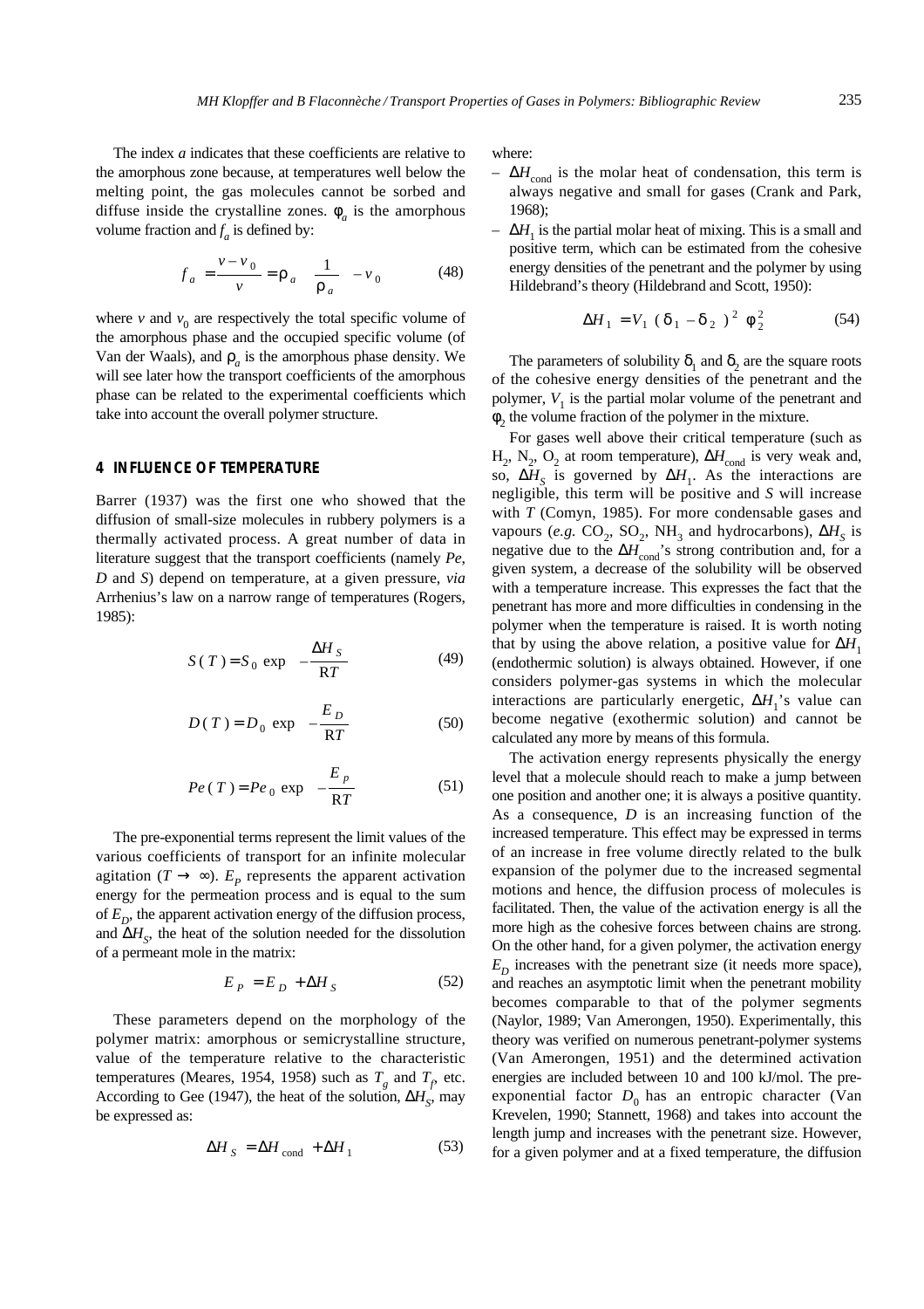The index $a$ indicates that these coefficients are relative to the amorphous zone because, at temperatures well below the melting point, the gas molecules cannot be sorbed and diffuse inside the crystalline zones. $\phi_a$ is the amorphous volume fraction and $f_a$ is defined by:

$$f_a = \frac{v - v_0}{v} = \rho_a \left( \frac{1}{\rho_a} - v_0 \right) \tag{48}$$

where $v$ and $v_0$ are respectively the total specific volume of the amorphous phase and the occupied specific volume (of Van der Waals), and $\rho_a$ is the amorphous phase density. We will see later how the transport coefficients of the amorphous phase can be related to the experimental coefficients which take into account the overall polymer structure.

## 4 INFLUENCE OF TEMPERATURE

Barrer (1937) was the first one who showed that the diffusion of small-size molecules in rubbery polymers is a thermally activated process. A great number of data in literature suggest that the transport coefficients (namely *Pe*, *D* and *S*) depend on temperature, at a given pressure, *via* Arrhenius's law on a narrow range of temperatures (Rogers, 1985):

$$S(T) = S_0 \exp\left( -\frac{\Delta H_S}{RT} \right) \tag{49}$$

$$D(T) = D_0 \exp\left( -\frac{E_D}{RT} \right) \tag{50}$$

$$Pe(T) = Pe_0 \exp\left( -\frac{E_p}{RT} \right) \tag{51}$$

The pre-exponential terms represent the limit values of the various coefficients of transport for an infinite molecular agitation ($T \rightarrow \infty$). $E_P$ represents the apparent activation energy for the permeation process and is equal to the sum of $E_D$, the apparent activation energy of the diffusion process, and $\Delta H_S$, the heat of the solution needed for the dissolution of a permeant mole in the matrix:

$$E_P = E_D + \Delta H_S \tag{52}$$

These parameters depend on the morphology of the polymer matrix: amorphous or semicrystalline structure, value of the temperature relative to the characteristic temperatures (Meares, 1954, 1958) such as $T_g$ and $T_f$, etc. According to Gee (1947), the heat of the solution, $\Delta H_S$, may be expressed as:

$$\Delta H_S = \Delta H_{\text{cond}} + \Delta H_1 \tag{53}$$

where:

- $\Delta H_{\text{cond}}$ is the molar heat of condensation, this term is always negative and small for gases (Crank and Park, 1968);
- $\Delta H_1$ is the partial molar heat of mixing. This is a small and positive term, which can be estimated from the cohesive energy densities of the penetrant and the polymer by using Hildebrand's theory (Hildebrand and Scott, 1950):

$$\Delta H_1 = V_1 (\delta_1 - \delta_2)^2 \phi_2^2 \tag{54}$$

The parameters of solubility $\delta_1$ and $\delta_2$ are the square roots of the cohesive energy densities of the penetrant and the polymer, $V_1$ is the partial molar volume of the penetrant and $\phi_2$ the volume fraction of the polymer in the mixture.

For gases well above their critical temperature (such as $H_2$, $N_2$, $O_2$ at room temperature), $\Delta H_{\text{cond}}$ is very weak and, so, $\Delta H_S$ is governed by $\Delta H_1$. As the interactions are negligible, this term will be positive and $S$ will increase with $T$ (Comyn, 1985). For more condensable gases and vapours (*e.g.* $CO_2$, $SO_2$, $NH_3$ and hydrocarbons), $\Delta H_S$ is negative due to the $\Delta H_{\text{cond}}$'s strong contribution and, for a given system, a decrease of the solubility will be observed with a temperature increase. This expresses the fact that the penetrant has more and more difficulties in condensing in the polymer when the temperature is raised. It is worth noting that by using the above relation, a positive value for $\Delta H_1$ (endothermic solution) is always obtained. However, if one considers polymer-gas systems in which the molecular interactions are particularly energetic, $\Delta H_1$'s value can become negative (exothermic solution) and cannot be calculated any more by means of this formula.

The activation energy represents physically the energy level that a molecule should reach to make a jump between one position and another one; it is always a positive quantity. As a consequence, $D$ is an increasing function of the increased temperature. This effect may be expressed in terms of an increase in free volume directly related to the bulk expansion of the polymer due to the increased segmental motions and hence, the diffusion process of molecules is facilitated. Then, the value of the activation energy is all the more high as the cohesive forces between chains are strong. On the other hand, for a given polymer, the activation energy $E_D$ increases with the penetrant size (it needs more space), and reaches an asymptotic limit when the penetrant mobility becomes comparable to that of the polymer segments (Naylor, 1989; Van Amerongen, 1950). Experimentally, this theory was verified on numerous penetrant-polymer systems (Van Amerongen, 1951) and the determined activation energies are included between 10 and 100 kJ/mol. The pre-exponential factor $D_0$ has an entropic character (Van Krevelen, 1990; Stannett, 1968) and takes into account the length jump and increases with the penetrant size. However, for a given polymer and at a fixed temperature, the diffusion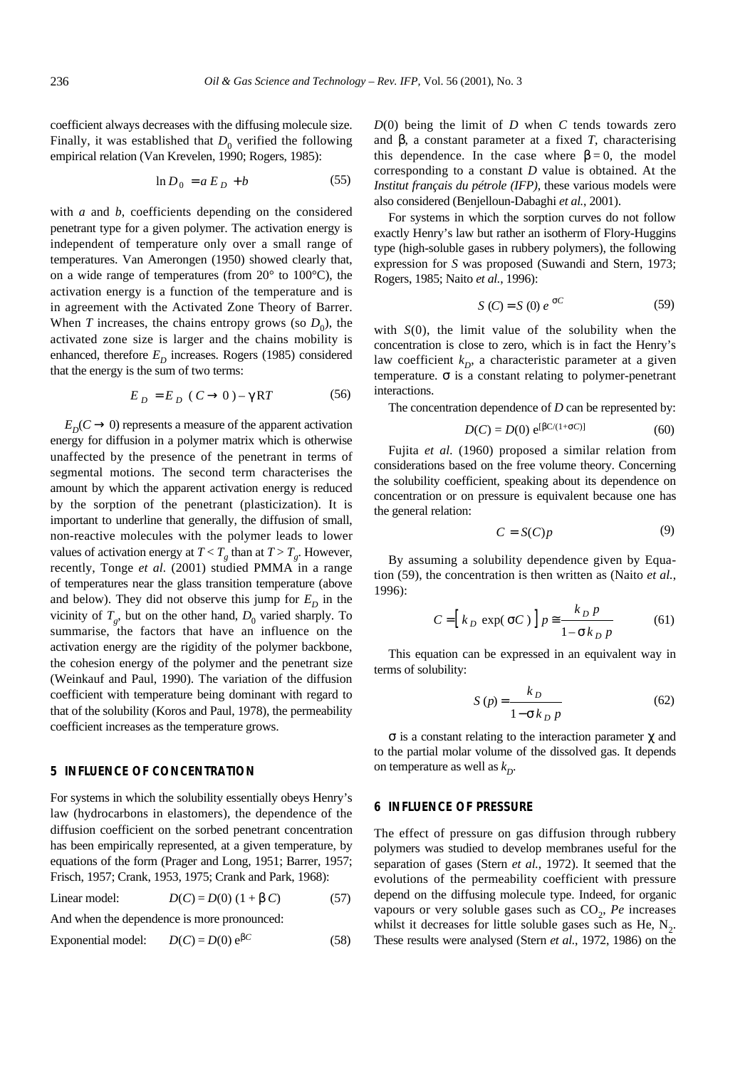coefficient always decreases with the diffusing molecule size. Finally, it was established that $D_0$ verified the following empirical relation (Van Krevelen, 1990; Rogers, 1985):

$$\ln D_0 = a E_D + b \tag{55}$$

with $a$ and $b$, coefficients depending on the considered penetrant type for a given polymer. The activation energy is independent of temperature only over a small range of temperatures. Van Amerongen (1950) showed clearly that, on a wide range of temperatures (from 20° to 100°C), the activation energy is a function of the temperature and is in agreement with the Activated Zone Theory of Barrer. When $T$ increases, the chains entropy grows (so $D_0$), the activated zone size is larger and the chains mobility is enhanced, therefore $E_D$ increases. Rogers (1985) considered that the energy is the sum of two terms:

$$E_D = E_D\ (C \to 0) - \gamma RT \tag{56}$$

$E_D(C \to 0)$ represents a measure of the apparent activation energy for diffusion in a polymer matrix which is otherwise unaffected by the presence of the penetrant in terms of segmental motions. The second term characterises the amount by which the apparent activation energy is reduced by the sorption of the penetrant (plasticization). It is important to underline that generally, the diffusion of small, non-reactive molecules with the polymer leads to lower values of activation energy at $T < T_g$ than at $T > T_g$. However, recently, Tonge *et al.* (2001) studied PMMA in a range of temperatures near the glass transition temperature (above and below). They did not observe this jump for $E_D$ in the vicinity of $T_g$, but on the other hand, $D_0$ varied sharply. To summarise, the factors that have an influence on the activation energy are the rigidity of the polymer backbone, the cohesion energy of the polymer and the penetrant size (Weinkauf and Paul, 1990). The variation of the diffusion coefficient with temperature being dominant with regard to that of the solubility (Koros and Paul, 1978), the permeability coefficient increases as the temperature grows.

## 5 INFLUENCE OF CONCENTRATION

For systems in which the solubility essentially obeys Henry's law (hydrocarbons in elastomers), the dependence of the diffusion coefficient on the sorbed penetrant concentration has been empirically represented, at a given temperature, by equations of the form (Prager and Long, 1951; Barrer, 1957; Frisch, 1957; Crank, 1953, 1975; Crank and Park, 1968):

Linear model: $$D(C) = D(0)\ (1 + \beta C) \tag{57}$$

And when the dependence is more pronounced:

Exponential model: $$D(C) = D(0)\ e^{\beta C} \tag{58}$$

$D(0)$ being the limit of $D$ when $C$ tends towards zero and $\beta$, a constant parameter at a fixed $T$, characterising this dependence. In the case where $\beta = 0$, the model corresponding to a constant $D$ value is obtained. At the *Institut français du pétrole (IFP)*, these various models were also considered (Benjelloun-Dabaghi *et al.*, 2001).

For systems in which the sorption curves do not follow exactly Henry's law but rather an isotherm of Flory-Huggins type (high-soluble gases in rubbery polymers), the following expression for $S$ was proposed (Suwandi and Stern, 1973; Rogers, 1985; Naito *et al.*, 1996):

$$S\ (C) = S\ (0)\ e^{\sigma C} \tag{59}$$

with $S(0)$, the limit value of the solubility when the concentration is close to zero, which is in fact the Henry's law coefficient $k_D$, a characteristic parameter at a given temperature. $\sigma$ is a constant relating to polymer-penetrant interactions.

The concentration dependence of $D$ can be represented by:

$$D(C) = D(0)\ e^{[\beta C/(1+\sigma C)]} \tag{60}$$

Fujita *et al.* (1960) proposed a similar relation from considerations based on the free volume theory. Concerning the solubility coefficient, speaking about its dependence on concentration or on pressure is equivalent because one has the general relation:

$$C = S(C)p \tag{9}$$

By assuming a solubility dependence given by Equation (59), the concentration is then written as (Naito *et al.*, 1996):

$$C = \left[ k_D \exp(\sigma C) \right] p \cong \frac{k_D\, p}{1 - \sigma k_D\, p} \tag{61}$$

This equation can be expressed in an equivalent way in terms of solubility:

$$S\ (p) = \frac{k_D}{1 - \sigma k_D\, p} \tag{62}$$

$\sigma$ is a constant relating to the interaction parameter $\chi$ and to the partial molar volume of the dissolved gas. It depends on temperature as well as $k_D$.

## 6 INFLUENCE OF PRESSURE

The effect of pressure on gas diffusion through rubbery polymers was studied to develop membranes useful for the separation of gases (Stern *et al.*, 1972). It seemed that the evolutions of the permeability coefficient with pressure depend on the diffusing molecule type. Indeed, for organic vapours or very soluble gases such as $CO_2$, $Pe$ increases whilst it decreases for little soluble gases such as He, $N_2$. These results were analysed (Stern *et al.*, 1972, 1986) on the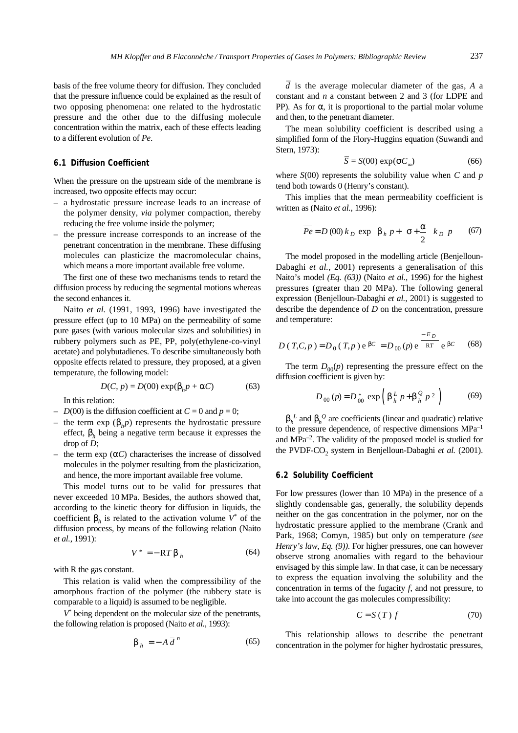basis of the free volume theory for diffusion. They concluded that the pressure influence could be explained as the result of two opposing phenomena: one related to the hydrostatic pressure and the other due to the diffusing molecule concentration within the matrix, each of these effects leading to a different evolution of *Pe*.

### 6.1 Diffusion Coefficient

When the pressure on the upstream side of the membrane is increased, two opposite effects may occur:

- a hydrostatic pressure increase leads to an increase of the polymer density, *via* polymer compaction, thereby reducing the free volume inside the polymer;
- the pressure increase corresponds to an increase of the penetrant concentration in the membrane. These diffusing molecules can plasticize the macromolecular chains, which means a more important available free volume.

The first one of these two mechanisms tends to retard the diffusion process by reducing the segmental motions whereas the second enhances it.

Naito *et al.* (1991, 1993, 1996) have investigated the pressure effect (up to 10 MPa) on the permeability of some pure gases (with various molecular sizes and solubilities) in rubbery polymers such as PE, PP, poly(ethylene-co-vinyl acetate) and polybutadienes. To describe simultaneously both opposite effects related to pressure, they proposed, at a given temperature, the following model:

$$D(C, p) = D(00)\exp(\beta_h p + \alpha C) \qquad (63)$$

In this relation:

- $D(00)$ is the diffusion coefficient at $C = 0$ and $p = 0$;
- the term $\exp(\beta_h p)$ represents the hydrostatic pressure effect, $\beta_h$ being a negative term because it expresses the drop of $D$;
- the term $\exp(\alpha C)$ characterises the increase of dissolved molecules in the polymer resulting from the plasticization, and hence, the more important available free volume.

This model turns out to be valid for pressures that never exceeded 10 MPa. Besides, the authors showed that, according to the kinetic theory for diffusion in liquids, the coefficient $\beta_h$ is related to the activation volume $V^*$ of the diffusion process, by means of the following relation (Naito *et al.*, 1991):

$$V^* = -\mathrm{R}T\,\beta_h \qquad (64)$$

with R the gas constant.

This relation is valid when the compressibility of the amorphous fraction of the polymer (the rubbery state is comparable to a liquid) is assumed to be negligible.

$V^*$ being dependent on the molecular size of the penetrants, the following relation is proposed (Naito *et al.*, 1993):

$$\beta_h = -A\,\bar{d}^{\,n} \qquad (65)$$

$\bar{d}$ is the average molecular diameter of the gas, $A$ a constant and $n$ a constant between 2 and 3 (for LDPE and PP). As for $\alpha$, it is proportional to the partial molar volume and then, to the penetrant diameter.

The mean solubility coefficient is described using a simplified form of the Flory-Huggins equation (Suwandi and Stern, 1973):

$$\bar{S} = S(00)\exp(\sigma C_\infty) \qquad (66)$$

where $S(00)$ represents the solubility value when $C$ and $p$ tend both towards 0 (Henry's constant).

This implies that the mean permeability coefficient is written as (Naito *et al.*, 1996):

$$\overline{Pe} = D(00)\,k_D \exp\left[\beta_h p + \left(\sigma + \frac{\alpha}{2}\right) k_D\, p\right] \qquad (67)$$

The model proposed in the modelling article (Benjelloun-Dabaghi *et al.*, 2001) represents a generalisation of this Naito's model *(Eq. (63))* (Naito *et al.*, 1996) for the highest pressures (greater than 20 MPa). The following general expression (Benjelloun-Dabaghi *et al.*, 2001) is suggested to describe the dependence of $D$ on the concentration, pressure and temperature:

$$D(T, C, p) = D_0(T, p)\,\mathrm{e}^{\beta C} = D_{00}(p)\,\mathrm{e}^{\frac{-E_D}{\mathrm{R}T}}\,\mathrm{e}^{\beta C} \qquad (68)$$

The term $D_{00}(p)$ representing the pressure effect on the diffusion coefficient is given by:

$$D_{00}(p) = D_{00}^{*}\exp\left(\beta_h^L\, p + \beta_h^Q\, p^2\right) \qquad (69)$$

$\beta_h^L$ and $\beta_h^Q$ are coefficients (linear and quadratic) relative to the pressure dependence, of respective dimensions $\mathrm{MPa}^{-1}$ and $\mathrm{MPa}^{-2}$. The validity of the proposed model is studied for the PVDF-$CO_2$ system in Benjelloun-Dabaghi *et al.* (2001).

### 6.2 Solubility Coefficient

For low pressures (lower than 10 MPa) in the presence of a slightly condensable gas, generally, the solubility depends neither on the gas concentration in the polymer, nor on the hydrostatic pressure applied to the membrane (Crank and Park, 1968; Comyn, 1985) but only on temperature *(see Henry's law, Eq. (9))*. For higher pressures, one can however observe strong anomalies with regard to the behaviour envisaged by this simple law. In that case, it can be necessary to express the equation involving the solubility and the concentration in terms of the fugacity $f$, and not pressure, to take into account the gas molecules compressibility:

$$C = S(T)\, f \qquad (70)$$

This relationship allows to describe the penetrant concentration in the polymer for higher hydrostatic pressures,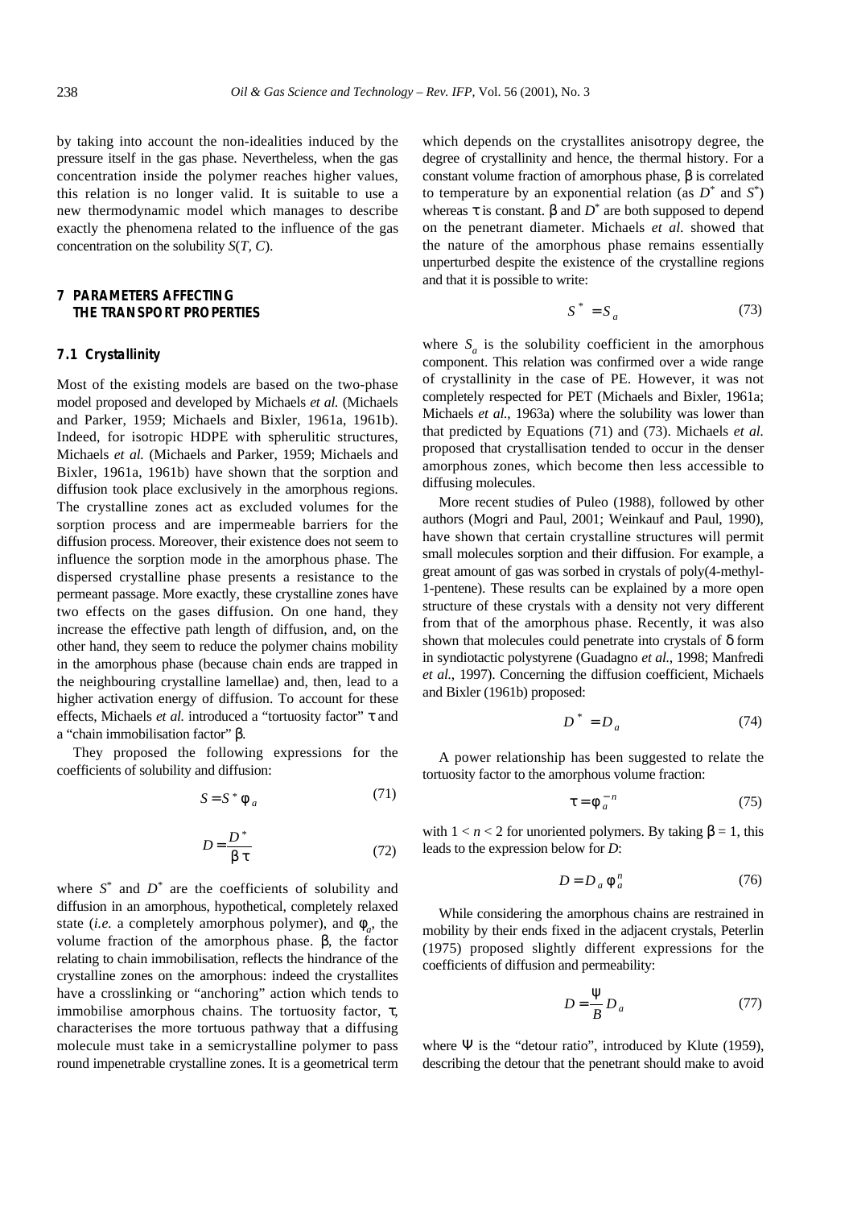by taking into account the non-idealities induced by the pressure itself in the gas phase. Nevertheless, when the gas concentration inside the polymer reaches higher values, this relation is no longer valid. It is suitable to use a new thermodynamic model which manages to describe exactly the phenomena related to the influence of the gas concentration on the solubility $S(T, C)$.

## 7 PARAMETERS AFFECTING THE TRANSPORT PROPERTIES

### 7.1 Crystallinity

Most of the existing models are based on the two-phase model proposed and developed by Michaels *et al.* (Michaels and Parker, 1959; Michaels and Bixler, 1961a, 1961b). Indeed, for isotropic HDPE with spherulitic structures, Michaels *et al.* (Michaels and Parker, 1959; Michaels and Bixler, 1961a, 1961b) have shown that the sorption and diffusion took place exclusively in the amorphous regions. The crystalline zones act as excluded volumes for the sorption process and are impermeable barriers for the diffusion process. Moreover, their existence does not seem to influence the sorption mode in the amorphous phase. The dispersed crystalline phase presents a resistance to the permeant passage. More exactly, these crystalline zones have two effects on the gases diffusion. On one hand, they increase the effective path length of diffusion, and, on the other hand, they seem to reduce the polymer chains mobility in the amorphous phase (because chain ends are trapped in the neighbouring crystalline lamellae) and, then, lead to a higher activation energy of diffusion. To account for these effects, Michaels *et al.* introduced a "tortuosity factor" $\tau$ and a "chain immobilisation factor" $\beta$.

They proposed the following expressions for the coefficients of solubility and diffusion:

$$S = S^* \phi_a \tag{71}$$

$$D = \frac{D^*}{\beta \tau} \tag{72}$$

where $S^*$ and $D^*$ are the coefficients of solubility and diffusion in an amorphous, hypothetical, completely relaxed state (*i.e.* a completely amorphous polymer), and $\phi_a$, the volume fraction of the amorphous phase. $\beta$, the factor relating to chain immobilisation, reflects the hindrance of the crystalline zones on the amorphous: indeed the crystallites have a crosslinking or "anchoring" action which tends to immobilise amorphous chains. The tortuosity factor, $\tau$, characterises the more tortuous pathway that a diffusing molecule must take in a semicrystalline polymer to pass round impenetrable crystalline zones. It is a geometrical term which depends on the crystallites anisotropy degree, the degree of crystallinity and hence, the thermal history. For a constant volume fraction of amorphous phase, $\beta$ is correlated to temperature by an exponential relation (as $D^*$ and $S^*$) whereas $\tau$ is constant. $\beta$ and $D^*$ are both supposed to depend on the penetrant diameter. Michaels *et al.* showed that the nature of the amorphous phase remains essentially unperturbed despite the existence of the crystalline regions and that it is possible to write:

$$S^* = S_a \tag{73}$$

where $S_a$ is the solubility coefficient in the amorphous component. This relation was confirmed over a wide range of crystallinity in the case of PE. However, it was not completely respected for PET (Michaels and Bixler, 1961a; Michaels *et al.*, 1963a) where the solubility was lower than that predicted by Equations (71) and (73). Michaels *et al.* proposed that crystallisation tended to occur in the denser amorphous zones, which become then less accessible to diffusing molecules.

More recent studies of Puleo (1988), followed by other authors (Mogri and Paul, 2001; Weinkauf and Paul, 1990), have shown that certain crystalline structures will permit small molecules sorption and their diffusion. For example, a great amount of gas was sorbed in crystals of poly(4-methyl-1-pentene). These results can be explained by a more open structure of these crystals with a density not very different from that of the amorphous phase. Recently, it was also shown that molecules could penetrate into crystals of $\delta$ form in syndiotactic polystyrene (Guadagno *et al.*, 1998; Manfredi *et al.*, 1997). Concerning the diffusion coefficient, Michaels and Bixler (1961b) proposed:

$$D^* = D_a \tag{74}$$

A power relationship has been suggested to relate the tortuosity factor to the amorphous volume fraction:

$$\tau = \phi_a^{-n} \tag{75}$$

with $1 < n < 2$ for unoriented polymers. By taking $\beta = 1$, this leads to the expression below for $D$:

$$D = D_a \phi_a^n \tag{76}$$

While considering the amorphous chains are restrained in mobility by their ends fixed in the adjacent crystals, Peterlin (1975) proposed slightly different expressions for the coefficients of diffusion and permeability:

$$D = \frac{\Psi}{B} D_a \tag{77}$$

where $\Psi$ is the "detour ratio", introduced by Klute (1959), describing the detour that the penetrant should make to avoid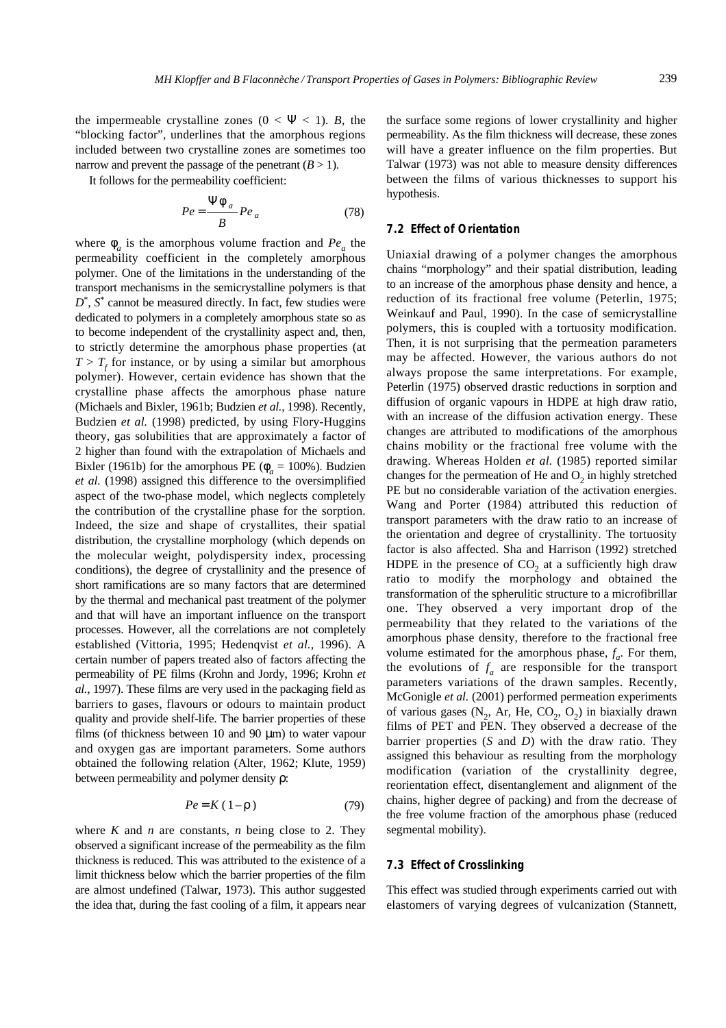the impermeable crystalline zones ($0 < \Psi < 1$). $B$, the "blocking factor", underlines that the amorphous regions included between two crystalline zones are sometimes too narrow and prevent the passage of the penetrant ($B > 1$).

It follows for the permeability coefficient:

$$Pe = \frac{\Psi \phi_a}{B} Pe_a \tag{78}$$

where $\phi_a$ is the amorphous volume fraction and $Pe_a$ the permeability coefficient in the completely amorphous polymer. One of the limitations in the understanding of the transport mechanisms in the semicrystalline polymers is that $D^*$, $S^*$ cannot be measured directly. In fact, few studies were dedicated to polymers in a completely amorphous state so as to become independent of the crystallinity aspect and, then, to strictly determine the amorphous phase properties (at $T > T_f$ for instance, or by using a similar but amorphous polymer). However, certain evidence has shown that the crystalline phase affects the amorphous phase nature (Michaels and Bixler, 1961b; Budzien *et al.*, 1998). Recently, Budzien *et al.* (1998) predicted, by using Flory-Huggins theory, gas solubilities that are approximately a factor of 2 higher than found with the extrapolation of Michaels and Bixler (1961b) for the amorphous PE ($\phi_a$ = 100%). Budzien *et al.* (1998) assigned this difference to the oversimplified aspect of the two-phase model, which neglects completely the contribution of the crystalline phase for the sorption. Indeed, the size and shape of crystallites, their spatial distribution, the crystalline morphology (which depends on the molecular weight, polydispersity index, processing conditions), the degree of crystallinity and the presence of short ramifications are so many factors that are determined by the thermal and mechanical past treatment of the polymer and that will have an important influence on the transport processes. However, all the correlations are not completely established (Vittoria, 1995; Hedenqvist *et al.*, 1996). A certain number of papers treated also of factors affecting the permeability of PE films (Krohn and Jordy, 1996; Krohn *et al.*, 1997). These films are very used in the packaging field as barriers to gases, flavours or odours to maintain product quality and provide shelf-life. The barrier properties of these films (of thickness between 10 and 90 µm) to water vapour and oxygen gas are important parameters. Some authors obtained the following relation (Alter, 1962; Klute, 1959) between permeability and polymer density $\rho$:

$$Pe = K\,(1-\rho) \tag{79}$$

where $K$ and $n$ are constants, $n$ being close to 2. They observed a significant increase of the permeability as the film thickness is reduced. This was attributed to the existence of a limit thickness below which the barrier properties of the film are almost undefined (Talwar, 1973). This author suggested the idea that, during the fast cooling of a film, it appears near the surface some regions of lower crystallinity and higher permeability. As the film thickness will decrease, these zones will have a greater influence on the film properties. But Talwar (1973) was not able to measure density differences between the films of various thicknesses to support his hypothesis.

### 7.2 Effect of Orientation

Uniaxial drawing of a polymer changes the amorphous chains "morphology" and their spatial distribution, leading to an increase of the amorphous phase density and hence, a reduction of its fractional free volume (Peterlin, 1975; Weinkauf and Paul, 1990). In the case of semicrystalline polymers, this is coupled with a tortuosity modification. Then, it is not surprising that the permeation parameters may be affected. However, the various authors do not always propose the same interpretations. For example, Peterlin (1975) observed drastic reductions in sorption and diffusion of organic vapours in HDPE at high draw ratio, with an increase of the diffusion activation energy. These changes are attributed to modifications of the amorphous chains mobility or the fractional free volume with the drawing. Whereas Holden *et al.* (1985) reported similar changes for the permeation of He and $O_2$ in highly stretched PE but no considerable variation of the activation energies. Wang and Porter (1984) attributed this reduction of transport parameters with the draw ratio to an increase of the orientation and degree of crystallinity. The tortuosity factor is also affected. Sha and Harrison (1992) stretched HDPE in the presence of $CO_2$ at a sufficiently high draw ratio to modify the morphology and obtained the transformation of the spherulitic structure to a microfibrillar one. They observed a very important drop of the permeability that they related to the variations of the amorphous phase density, therefore to the fractional free volume estimated for the amorphous phase, $f_a$. For them, the evolutions of $f_a$ are responsible for the transport parameters variations of the drawn samples. Recently, McGonigle *et al.* (2001) performed permeation experiments of various gases ($N_2$, Ar, He, $CO_2$, $O_2$) in biaxially drawn films of PET and PEN. They observed a decrease of the barrier properties ($S$ and $D$) with the draw ratio. They assigned this behaviour as resulting from the morphology modification (variation of the crystallinity degree, reorientation effect, disentanglement and alignment of the chains, higher degree of packing) and from the decrease of the free volume fraction of the amorphous phase (reduced segmental mobility).

### 7.3 Effect of Crosslinking

This effect was studied through experiments carried out with elastomers of varying degrees of vulcanization (Stannett,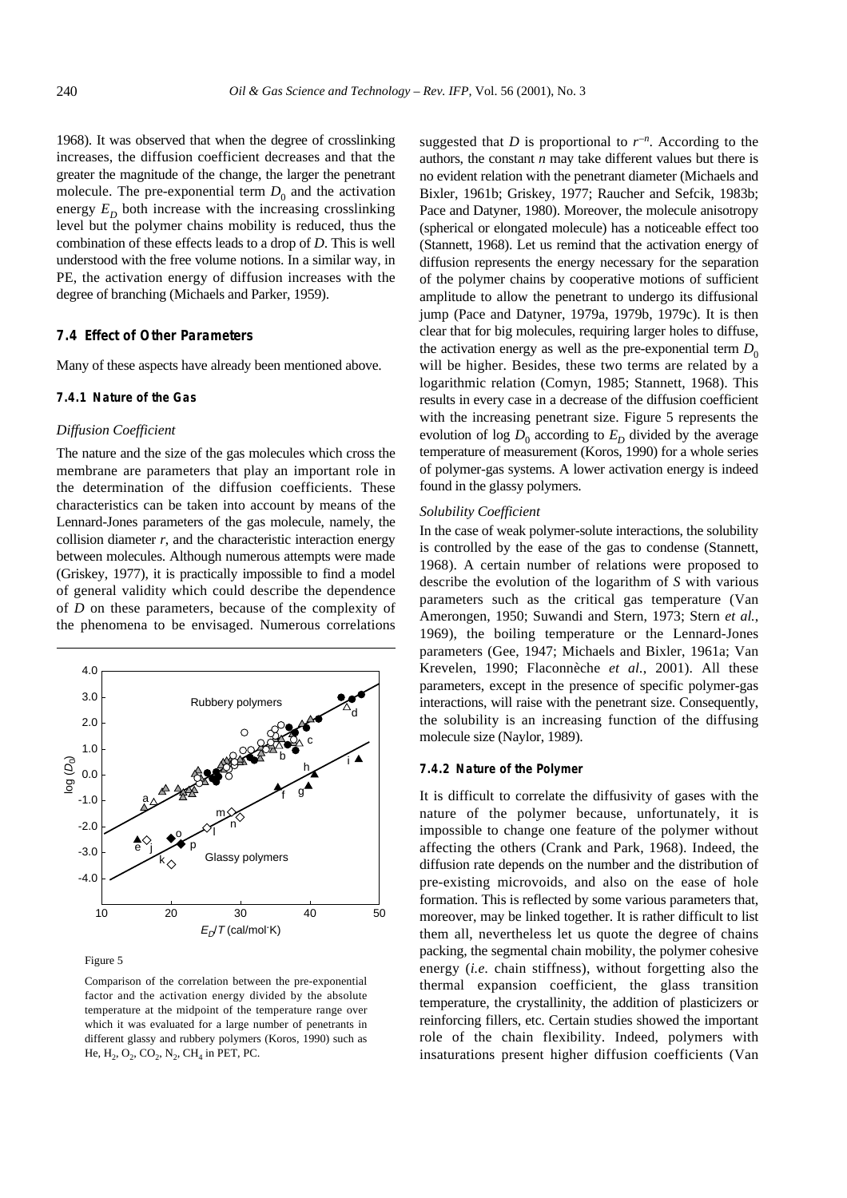1968). It was observed that when the degree of crosslinking increases, the diffusion coefficient decreases and that the greater the magnitude of the change, the larger the penetrant molecule. The pre-exponential term $D_0$ and the activation energy $E_D$ both increase with the increasing crosslinking level but the polymer chains mobility is reduced, thus the combination of these effects leads to a drop of $D$. This is well understood with the free volume notions. In a similar way, in PE, the activation energy of diffusion increases with the degree of branching (Michaels and Parker, 1959).

### 7.4 Effect of Other Parameters

Many of these aspects have already been mentioned above.

#### 7.4.1 Nature of the Gas

*Diffusion Coefficient*

The nature and the size of the gas molecules which cross the membrane are parameters that play an important role in the determination of the diffusion coefficients. These characteristics can be taken into account by means of the Lennard-Jones parameters of the gas molecule, namely, the collision diameter $r$, and the characteristic interaction energy between molecules. Although numerous attempts were made (Griskey, 1977), it is practically impossible to find a model of general validity which could describe the dependence of $D$ on these parameters, because of the complexity of the phenomena to be envisaged. Numerous correlations suggested that $D$ is proportional to $r^{-n}$. According to the authors, the constant $n$ may take different values but there is no evident relation with the penetrant diameter (Michaels and Bixler, 1961b; Griskey, 1977; Raucher and Sefcik, 1983b; Pace and Datyner, 1980). Moreover, the molecule anisotropy (spherical or elongated molecule) has a noticeable effect too (Stannett, 1968). Let us remind that the activation energy of diffusion represents the energy necessary for the separation of the polymer chains by cooperative motions of sufficient amplitude to allow the penetrant to undergo its diffusional jump (Pace and Datyner, 1979a, 1979b, 1979c). It is then clear that for big molecules, requiring larger holes to diffuse, the activation energy as well as the pre-exponential term $D_0$ will be higher. Besides, these two terms are related by a logarithmic relation (Comyn, 1985; Stannett, 1968). This results in every case in a decrease of the diffusion coefficient with the increasing penetrant size. Figure 5 represents the evolution of log $D_0$ according to $E_D$ divided by the average temperature of measurement (Koros, 1990) for a whole series of polymer-gas systems. A lower activation energy is indeed found in the glassy polymers.

Figure 5

Comparison of the correlation between the pre-exponential factor and the activation energy divided by the absolute temperature at the midpoint of the temperature range over which it was evaluated for a large number of penetrants in different glassy and rubbery polymers (Koros, 1990) such as He, $H_2$, $O_2$, $CO_2$, $N_2$, $CH_4$ in PET, PC.

*Solubility Coefficient*

In the case of weak polymer-solute interactions, the solubility is controlled by the ease of the gas to condense (Stannett, 1968). A certain number of relations were proposed to describe the evolution of the logarithm of $S$ with various parameters such as the critical gas temperature (Van Amerongen, 1950; Suwandi and Stern, 1973; Stern *et al.*, 1969), the boiling temperature or the Lennard-Jones parameters (Gee, 1947; Michaels and Bixler, 1961a; Van Krevelen, 1990; Flaconnèche *et al.*, 2001). All these parameters, except in the presence of specific polymer-gas interactions, will raise with the penetrant size. Consequently, the solubility is an increasing function of the diffusing molecule size (Naylor, 1989).

#### 7.4.2 Nature of the Polymer

It is difficult to correlate the diffusivity of gases with the nature of the polymer because, unfortunately, it is impossible to change one feature of the polymer without affecting the others (Crank and Park, 1968). Indeed, the diffusion rate depends on the number and the distribution of pre-existing microvoids, and also on the ease of hole formation. This is reflected by some various parameters that, moreover, may be linked together. It is rather difficult to list them all, nevertheless let us quote the degree of chains packing, the segmental chain mobility, the polymer cohesive energy (*i.e.* chain stiffness), without forgetting also the thermal expansion coefficient, the glass transition temperature, the crystallinity, the addition of plasticizers or reinforcing fillers, etc. Certain studies showed the important role of the chain flexibility. Indeed, polymers with insaturations present higher diffusion coefficients (Van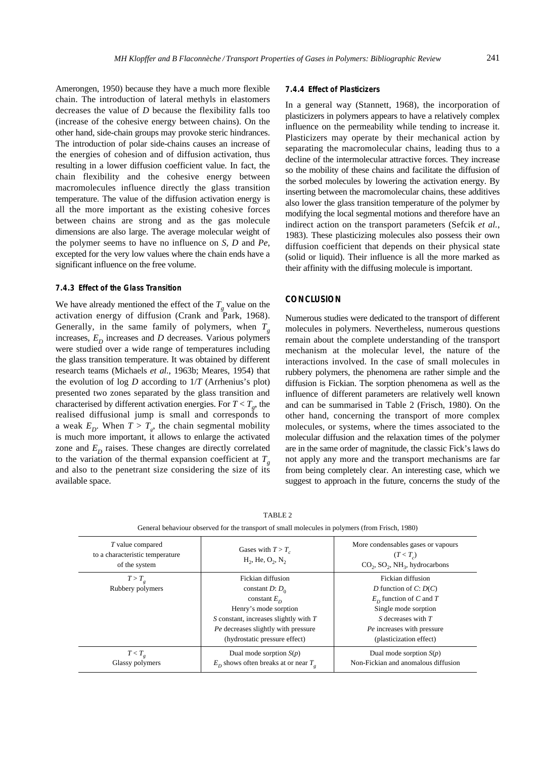Amerongen, 1950) because they have a much more flexible chain. The introduction of lateral methyls in elastomers decreases the value of $D$ because the flexibility falls too (increase of the cohesive energy between chains). On the other hand, side-chain groups may provoke steric hindrances. The introduction of polar side-chains causes an increase of the energies of cohesion and of diffusion activation, thus resulting in a lower diffusion coefficient value. In fact, the chain flexibility and the cohesive energy between macromolecules influence directly the glass transition temperature. The value of the diffusion activation energy is all the more important as the existing cohesive forces between chains are strong and as the gas molecule dimensions are also large. The average molecular weight of the polymer seems to have no influence on $S$, $D$ and $Pe$, excepted for the very low values where the chain ends have a significant influence on the free volume.

#### 7.4.3 Effect of the Glass Transition

We have already mentioned the effect of the $T_g$ value on the activation energy of diffusion (Crank and Park, 1968). Generally, in the same family of polymers, when $T_g$ increases, $E_D$ increases and $D$ decreases. Various polymers were studied over a wide range of temperatures including the glass transition temperature. It was obtained by different research teams (Michaels *et al.*, 1963b; Meares, 1954) that the evolution of log $D$ according to $1/T$ (Arrhenius's plot) presented two zones separated by the glass transition and characterised by different activation energies. For $T < T_g$, the realised diffusional jump is small and corresponds to a weak $E_D$. When $T > T_g$, the chain segmental mobility is much more important, it allows to enlarge the activated zone and $E_D$ raises. These changes are directly correlated to the variation of the thermal expansion coefficient at $T_g$ and also to the penetrant size considering the size of its available space.

#### 7.4.4 Effect of Plasticizers

In a general way (Stannett, 1968), the incorporation of plasticizers in polymers appears to have a relatively complex influence on the permeability while tending to increase it. Plasticizers may operate by their mechanical action by separating the macromolecular chains, leading thus to a decline of the intermolecular attractive forces. They increase so the mobility of these chains and facilitate the diffusion of the sorbed molecules by lowering the activation energy. By inserting between the macromolecular chains, these additives also lower the glass transition temperature of the polymer by modifying the local segmental motions and therefore have an indirect action on the transport parameters (Sefcik *et al.*, 1983). These plasticizing molecules also possess their own diffusion coefficient that depends on their physical state (solid or liquid). Their influence is all the more marked as their affinity with the diffusing molecule is important.

## CONCLUSION

Numerous studies were dedicated to the transport of different molecules in polymers. Nevertheless, numerous questions remain about the complete understanding of the transport mechanism at the molecular level, the nature of the interactions involved. In the case of small molecules in rubbery polymers, the phenomena are rather simple and the diffusion is Fickian. The sorption phenomena as well as the influence of different parameters are relatively well known and can be summarised in Table 2 (Frisch, 1980). On the other hand, concerning the transport of more complex molecules, or systems, where the times associated to the molecular diffusion and the relaxation times of the polymer are in the same order of magnitude, the classic Fick's laws do not apply any more and the transport mechanisms are far from being completely clear. An interesting case, which we suggest to approach in the future, concerns the study of the

TABLE 2

General behaviour observed for the transport of small molecules in polymers (from Frisch, 1980)

| $T$ value compared to a characteristic temperature of the system | Gases with $T > T_c$ $H_2$, He, $O_2$, $N_2$ | More condensables gases or vapours ($T < T_c$) $CO_2$, $SO_2$, $NH_3$, hydrocarbons |
|---|---|---|
| $T > T_g$ Rubbery polymers | Fickian diffusion<br>constant $D$: $D_0$<br>constant $E_D$<br>Henry's mode sorption<br>$S$ constant, increases slightly with $T$<br>$Pe$ decreases slightly with pressure (hydrostatic pressure effect) | Fickian diffusion<br>$D$ function of $C$: $D(C)$<br>$E_D$ function of $C$ and $T$<br>Single mode sorption<br>$S$ decreases with $T$<br>$Pe$ increases with pressure (plasticization effect) |
| $T < T_g$ Glassy polymers | Dual mode sorption $S(p)$<br>$E_D$ shows often breaks at or near $T_g$ | Dual mode sorption $S(p)$<br>Non-Fickian and anomalous diffusion |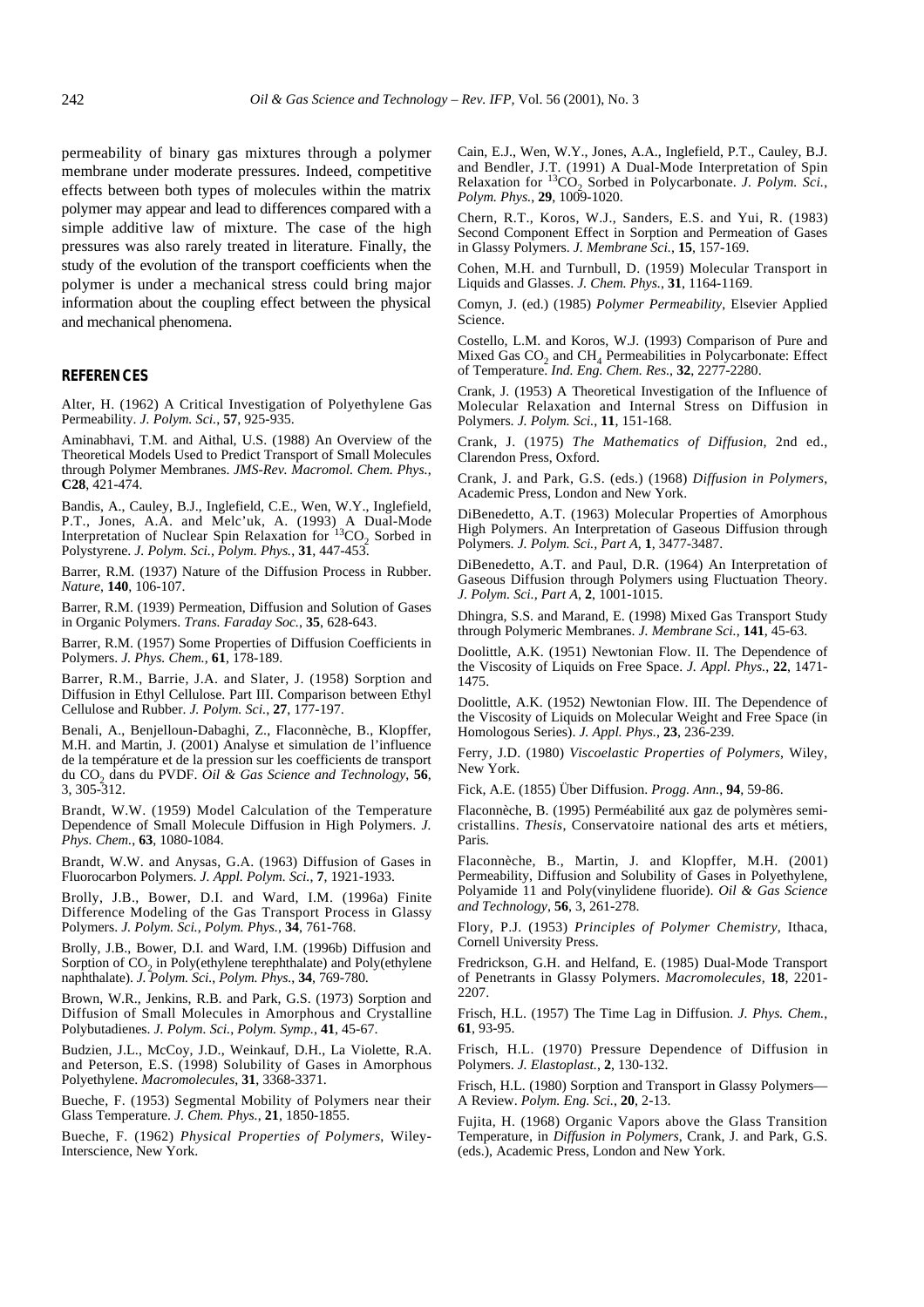permeability of binary gas mixtures through a polymer membrane under moderate pressures. Indeed, competitive effects between both types of molecules within the matrix polymer may appear and lead to differences compared with a simple additive law of mixture. The case of the high pressures was also rarely treated in literature. Finally, the study of the evolution of the transport coefficients when the polymer is under a mechanical stress could bring major information about the coupling effect between the physical and mechanical phenomena.

## REFERENCES

Alter, H. (1962) A Critical Investigation of Polyethylene Gas Permeability. *J. Polym. Sci.*, **57**, 925-935.

Aminabhavi, T.M. and Aithal, U.S. (1988) An Overview of the Theoretical Models Used to Predict Transport of Small Molecules through Polymer Membranes. *JMS-Rev. Macromol. Chem. Phys.*, **C28**, 421-474.

Bandis, A., Cauley, B.J., Inglefield, C.E., Wen, W.Y., Inglefield, P.T., Jones, A.A. and Melc'uk, A. (1993) A Dual-Mode Interpretation of Nuclear Spin Relaxation for $^{13}CO_2$ Sorbed in Polystyrene. *J. Polym. Sci., Polym. Phys.*, **31**, 447-453.

Barrer, R.M. (1937) Nature of the Diffusion Process in Rubber. *Nature*, **140**, 106-107.

Barrer, R.M. (1939) Permeation, Diffusion and Solution of Gases in Organic Polymers. *Trans. Faraday Soc.*, **35**, 628-643.

Barrer, R.M. (1957) Some Properties of Diffusion Coefficients in Polymers. *J. Phys. Chem.*, **61**, 178-189.

Barrer, R.M., Barrie, J.A. and Slater, J. (1958) Sorption and Diffusion in Ethyl Cellulose. Part III. Comparison between Ethyl Cellulose and Rubber. *J. Polym. Sci.*, **27**, 177-197.

Benali, A., Benjelloun-Dabaghi, Z., Flaconnèche, B., Klopffer, M.H. and Martin, J. (2001) Analyse et simulation de l'influence de la température et de la pression sur les coefficients de transport du $CO_2$ dans du PVDF. *Oil & Gas Science and Technology*, **56**, 3, 305-312.

Brandt, W.W. (1959) Model Calculation of the Temperature Dependence of Small Molecule Diffusion in High Polymers. *J. Phys. Chem.*, **63**, 1080-1084.

Brandt, W.W. and Anysas, G.A. (1963) Diffusion of Gases in Fluorocarbon Polymers. *J. Appl. Polym. Sci.*, **7**, 1921-1933.

Brolly, J.B., Bower, D.I. and Ward, I.M. (1996a) Finite Difference Modeling of the Gas Transport Process in Glassy Polymers. *J. Polym. Sci., Polym. Phys.*, **34**, 761-768.

Brolly, J.B., Bower, D.I. and Ward, I.M. (1996b) Diffusion and Sorption of $CO_2$ in Poly(ethylene terephthalate) and Poly(ethylene naphthalate). *J. Polym. Sci., Polym. Phys.*, **34**, 769-780.

Brown, W.R., Jenkins, R.B. and Park, G.S. (1973) Sorption and Diffusion of Small Molecules in Amorphous and Crystalline Polybutadienes. *J. Polym. Sci., Polym. Symp.*, **41**, 45-67.

Budzien, J.L., McCoy, J.D., Weinkauf, D.H., La Violette, R.A. and Peterson, E.S. (1998) Solubility of Gases in Amorphous Polyethylene. *Macromolecules*, **31**, 3368-3371.

Bueche, F. (1953) Segmental Mobility of Polymers near their Glass Temperature. *J. Chem. Phys.*, **21**, 1850-1855.

Bueche, F. (1962) *Physical Properties of Polymers*, Wiley-Interscience, New York.

Cain, E.J., Wen, W.Y., Jones, A.A., Inglefield, P.T., Cauley, B.J. and Bendler, J.T. (1991) A Dual-Mode Interpretation of Spin Relaxation for $^{13}CO_2$ Sorbed in Polycarbonate. *J. Polym. Sci., Polym. Phys.*, **29**, 1009-1020.

Chern, R.T., Koros, W.J., Sanders, E.S. and Yui, R. (1983) Second Component Effect in Sorption and Permeation of Gases in Glassy Polymers. *J. Membrane Sci.*, **15**, 157-169.

Cohen, M.H. and Turnbull, D. (1959) Molecular Transport in Liquids and Glasses. *J. Chem. Phys.*, **31**, 1164-1169.

Comyn, J. (ed.) (1985) *Polymer Permeability*, Elsevier Applied Science.

Costello, L.M. and Koros, W.J. (1993) Comparison of Pure and Mixed Gas $CO_2$ and $CH_4$ Permeabilities in Polycarbonate: Effect of Temperature. *Ind. Eng. Chem. Res.*, **32**, 2277-2280.

Crank, J. (1953) A Theoretical Investigation of the Influence of Molecular Relaxation and Internal Stress on Diffusion in Polymers. *J. Polym. Sci.*, **11**, 151-168.

Crank, J. (1975) *The Mathematics of Diffusion*, 2nd ed., Clarendon Press, Oxford.

Crank, J. and Park, G.S. (eds.) (1968) *Diffusion in Polymers*, Academic Press, London and New York.

DiBenedetto, A.T. (1963) Molecular Properties of Amorphous High Polymers. An Interpretation of Gaseous Diffusion through Polymers. *J. Polym. Sci., Part A*, **1**, 3477-3487.

DiBenedetto, A.T. and Paul, D.R. (1964) An Interpretation of Gaseous Diffusion through Polymers using Fluctuation Theory. *J. Polym. Sci., Part A*, **2**, 1001-1015.

Dhingra, S.S. and Marand, E. (1998) Mixed Gas Transport Study through Polymeric Membranes. *J. Membrane Sci.*, **141**, 45-63.

Doolittle, A.K. (1951) Newtonian Flow. II. The Dependence of the Viscosity of Liquids on Free Space. *J. Appl. Phys.*, **22**, 1471-1475.

Doolittle, A.K. (1952) Newtonian Flow. III. The Dependence of the Viscosity of Liquids on Molecular Weight and Free Space (in Homologous Series). *J. Appl. Phys.*, **23**, 236-239.

Ferry, J.D. (1980) *Viscoelastic Properties of Polymers*, Wiley, New York.

Fick, A.E. (1855) Über Diffusion. *Progg. Ann.*, **94**, 59-86.

Flaconnèche, B. (1995) Perméabilité aux gaz de polymères semi-cristallins. *Thesis*, Conservatoire national des arts et métiers, Paris.

Flaconnèche, B., Martin, J. and Klopffer, M.H. (2001) Permeability, Diffusion and Solubility of Gases in Polyethylene, Polyamide 11 and Poly(vinylidene fluoride). *Oil & Gas Science and Technology*, **56**, 3, 261-278.

Flory, P.J. (1953) *Principles of Polymer Chemistry*, Ithaca, Cornell University Press.

Fredrickson, G.H. and Helfand, E. (1985) Dual-Mode Transport of Penetrants in Glassy Polymers. *Macromolecules*, **18**, 2201-2207.

Frisch, H.L. (1957) The Time Lag in Diffusion. *J. Phys. Chem.*, **61**, 93-95.

Frisch, H.L. (1970) Pressure Dependence of Diffusion in Polymers. *J. Elastoplast.*, **2**, 130-132.

Frisch, H.L. (1980) Sorption and Transport in Glassy Polymers—A Review. *Polym. Eng. Sci.*, **20**, 2-13.

Fujita, H. (1968) Organic Vapors above the Glass Transition Temperature, in *Diffusion in Polymers*, Crank, J. and Park, G.S. (eds.), Academic Press, London and New York.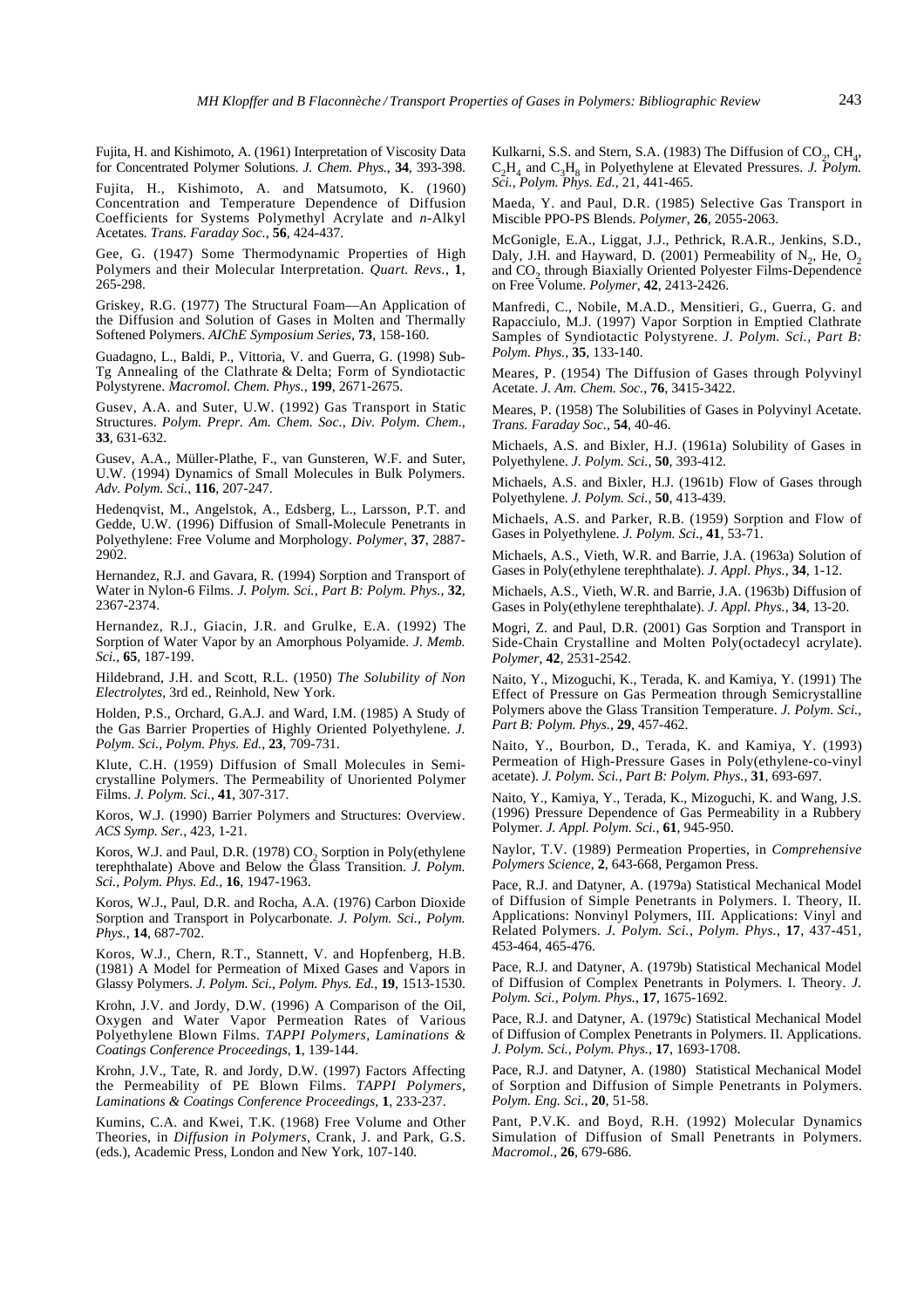Fujita, H. and Kishimoto, A. (1961) Interpretation of Viscosity Data for Concentrated Polymer Solutions. *J. Chem. Phys.*, **34**, 393-398.

Fujita, H., Kishimoto, A. and Matsumoto, K. (1960) Concentration and Temperature Dependence of Diffusion Coefficients for Systems Polymethyl Acrylate and *n*-Alkyl Acetates. *Trans. Faraday Soc.*, **56**, 424-437.

Gee, G. (1947) Some Thermodynamic Properties of High Polymers and their Molecular Interpretation. *Quart. Revs.*, **1**, 265-298.

Griskey, R.G. (1977) The Structural Foam—An Application of the Diffusion and Solution of Gases in Molten and Thermally Softened Polymers. *AIChE Symposium Series*, **73**, 158-160.

Guadagno, L., Baldi, P., Vittoria, V. and Guerra, G. (1998) Sub-Tg Annealing of the Clathrate & Delta; Form of Syndiotactic Polystyrene. *Macromol. Chem. Phys.*, **199**, 2671-2675.

Gusev, A.A. and Suter, U.W. (1992) Gas Transport in Static Structures. *Polym. Prepr. Am. Chem. Soc., Div. Polym. Chem.*, **33**, 631-632.

Gusev, A.A., Müller-Plathe, F., van Gunsteren, W.F. and Suter, U.W. (1994) Dynamics of Small Molecules in Bulk Polymers. *Adv. Polym. Sci.*, **116**, 207-247.

Hedenqvist, M., Angelstok, A., Edsberg, L., Larsson, P.T. and Gedde, U.W. (1996) Diffusion of Small-Molecule Penetrants in Polyethylene: Free Volume and Morphology. *Polymer*, **37**, 2887-2902.

Hernandez, R.J. and Gavara, R. (1994) Sorption and Transport of Water in Nylon-6 Films. *J. Polym. Sci., Part B: Polym. Phys.*, **32**, 2367-2374.

Hernandez, R.J., Giacin, J.R. and Grulke, E.A. (1992) The Sorption of Water Vapor by an Amorphous Polyamide. *J. Memb. Sci.*, **65**, 187-199.

Hildebrand, J.H. and Scott, R.L. (1950) *The Solubility of Non Electrolytes*, 3rd ed., Reinhold, New York.

Holden, P.S., Orchard, G.A.J. and Ward, I.M. (1985) A Study of the Gas Barrier Properties of Highly Oriented Polyethylene. *J. Polym. Sci., Polym. Phys. Ed.*, **23**, 709-731.

Klute, C.H. (1959) Diffusion of Small Molecules in Semi-crystalline Polymers. The Permeability of Unoriented Polymer Films. *J. Polym. Sci.*, **41**, 307-317.

Koros, W.J. (1990) Barrier Polymers and Structures: Overview. *ACS Symp. Ser.*, 423, 1-21.

Koros, W.J. and Paul, D.R. (1978) $CO_2$ Sorption in Poly(ethylene terephthalate) Above and Below the Glass Transition. *J. Polym. Sci., Polym. Phys. Ed.*, **16**, 1947-1963.

Koros, W.J., Paul, D.R. and Rocha, A.A. (1976) Carbon Dioxide Sorption and Transport in Polycarbonate. *J. Polym. Sci., Polym. Phys.*, **14**, 687-702.

Koros, W.J., Chern, R.T., Stannett, V. and Hopfenberg, H.B. (1981) A Model for Permeation of Mixed Gases and Vapors in Glassy Polymers. *J. Polym. Sci., Polym. Phys. Ed.*, **19**, 1513-1530.

Krohn, J.V. and Jordy, D.W. (1996) A Comparison of the Oil, Oxygen and Water Vapor Permeation Rates of Various Polyethylene Blown Films. *TAPPI Polymers, Laminations & Coatings Conference Proceedings*, **1**, 139-144.

Krohn, J.V., Tate, R. and Jordy, D.W. (1997) Factors Affecting the Permeability of PE Blown Films. *TAPPI Polymers, Laminations & Coatings Conference Proceedings*, **1**, 233-237.

Kumins, C.A. and Kwei, T.K. (1968) Free Volume and Other Theories, in *Diffusion in Polymers*, Crank, J. and Park, G.S. (eds.), Academic Press, London and New York, 107-140.

Kulkarni, S.S. and Stern, S.A. (1983) The Diffusion of $CO_2$, $CH_4$, $C_2H_4$ and $C_3H_8$ in Polyethylene at Elevated Pressures. *J. Polym. Sci., Polym. Phys. Ed.*, 21, 441-465.

Maeda, Y. and Paul, D.R. (1985) Selective Gas Transport in Miscible PPO-PS Blends. *Polymer*, **26**, 2055-2063.

McGonigle, E.A., Liggat, J.J., Pethrick, R.A.R., Jenkins, S.D., Daly, J.H. and Hayward, D. (2001) Permeability of $N_2$, He, $O_2$ and $CO_2$ through Biaxially Oriented Polyester Films-Dependence on Free Volume. *Polymer*, **42**, 2413-2426.

Manfredi, C., Nobile, M.A.D., Mensitieri, G., Guerra, G. and Rapacciulo, M.J. (1997) Vapor Sorption in Emptied Clathrate Samples of Syndiotactic Polystyrene. *J. Polym. Sci., Part B: Polym. Phys.*, **35**, 133-140.

Meares, P. (1954) The Diffusion of Gases through Polyvinyl Acetate. *J. Am. Chem. Soc.*, **76**, 3415-3422.

Meares, P. (1958) The Solubilities of Gases in Polyvinyl Acetate. *Trans. Faraday Soc.*, **54**, 40-46.

Michaels, A.S. and Bixler, H.J. (1961a) Solubility of Gases in Polyethylene. *J. Polym. Sci.*, **50**, 393-412.

Michaels, A.S. and Bixler, H.J. (1961b) Flow of Gases through Polyethylene. *J. Polym. Sci.*, **50**, 413-439.

Michaels, A.S. and Parker, R.B. (1959) Sorption and Flow of Gases in Polyethylene. *J. Polym. Sci.*, **41**, 53-71.

Michaels, A.S., Vieth, W.R. and Barrie, J.A. (1963a) Solution of Gases in Poly(ethylene terephthalate). *J. Appl. Phys.*, **34**, 1-12.

Michaels, A.S., Vieth, W.R. and Barrie, J.A. (1963b) Diffusion of Gases in Poly(ethylene terephthalate). *J. Appl. Phys.*, **34**, 13-20.

Mogri, Z. and Paul, D.R. (2001) Gas Sorption and Transport in Side-Chain Crystalline and Molten Poly(octadecyl acrylate). *Polymer*, **42**, 2531-2542.

Naito, Y., Mizoguchi, K., Terada, K. and Kamiya, Y. (1991) The Effect of Pressure on Gas Permeation through Semicrystalline Polymers above the Glass Transition Temperature. *J. Polym. Sci., Part B: Polym. Phys.*, **29**, 457-462.

Naito, Y., Bourbon, D., Terada, K. and Kamiya, Y. (1993) Permeation of High-Pressure Gases in Poly(ethylene-co-vinyl acetate). *J. Polym. Sci., Part B: Polym. Phys.*, **31**, 693-697.

Naito, Y., Kamiya, Y., Terada, K., Mizoguchi, K. and Wang, J.S. (1996) Pressure Dependence of Gas Permeability in a Rubbery Polymer. *J. Appl. Polym. Sci.*, **61**, 945-950.

Naylor, T.V. (1989) Permeation Properties, in *Comprehensive Polymers Science*, **2**, 643-668, Pergamon Press.

Pace, R.J. and Datyner, A. (1979a) Statistical Mechanical Model of Diffusion of Simple Penetrants in Polymers. I. Theory, II. Applications: Nonvinyl Polymers, III. Applications: Vinyl and Related Polymers. *J. Polym. Sci., Polym. Phys.*, **17**, 437-451, 453-464, 465-476.

Pace, R.J. and Datyner, A. (1979b) Statistical Mechanical Model of Diffusion of Complex Penetrants in Polymers. I. Theory. *J. Polym. Sci., Polym. Phys.*, **17**, 1675-1692.

Pace, R.J. and Datyner, A. (1979c) Statistical Mechanical Model of Diffusion of Complex Penetrants in Polymers. II. Applications. *J. Polym. Sci., Polym. Phys.*, **17**, 1693-1708.

Pace, R.J. and Datyner, A. (1980) Statistical Mechanical Model of Sorption and Diffusion of Simple Penetrants in Polymers. *Polym. Eng. Sci.*, **20**, 51-58.

Pant, P.V.K. and Boyd, R.H. (1992) Molecular Dynamics Simulation of Diffusion of Small Penetrants in Polymers. *Macromol.*, **26**, 679-686.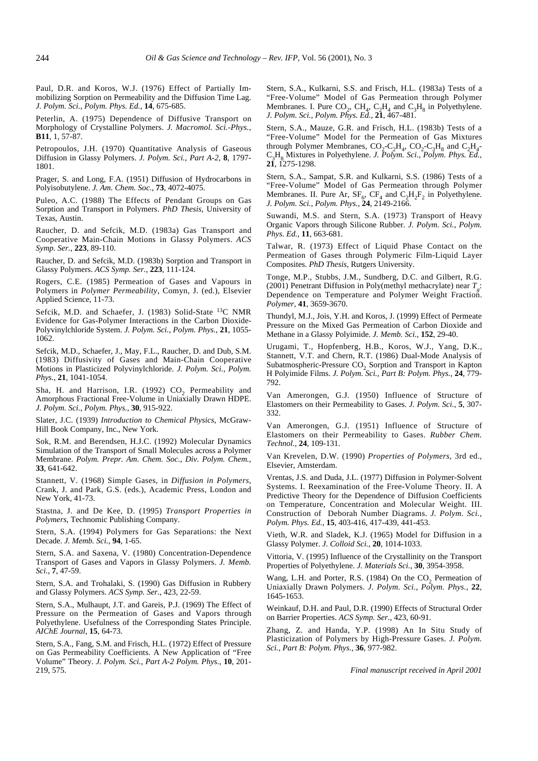Paul, D.R. and Koros, W.J. (1976) Effect of Partially Immobilizing Sorption on Permeability and the Diffusion Time Lag. *J. Polym. Sci., Polym. Phys. Ed.*, **14**, 675-685.

Peterlin, A. (1975) Dependence of Diffusive Transport on Morphology of Crystalline Polymers. *J. Macromol. Sci.-Phys.*, **B11**, 1, 57-87.

Petropoulos, J.H. (1970) Quantitative Analysis of Gaseous Diffusion in Glassy Polymers. *J. Polym. Sci., Part A-2*, **8**, 1797-1801.

Prager, S. and Long, F.A. (1951) Diffusion of Hydrocarbons in Polyisobutylene. *J. Am. Chem. Soc.*, **73**, 4072-4075.

Puleo, A.C. (1988) The Effects of Pendant Groups on Gas Sorption and Transport in Polymers. *PhD Thesis*, University of Texas, Austin.

Raucher, D. and Sefcik, M.D. (1983a) Gas Transport and Cooperative Main-Chain Motions in Glassy Polymers. *ACS Symp. Ser.*, **223**, 89-110.

Raucher, D. and Sefcik, M.D. (1983b) Sorption and Transport in Glassy Polymers. *ACS Symp. Ser.*, **223**, 111-124.

Rogers, C.E. (1985) Permeation of Gases and Vapours in Polymers in *Polymer Permeability*, Comyn, J. (ed.), Elsevier Applied Science, 11-73.

Sefcik, M.D. and Schaefer, J. (1983) Solid-State $^{13}C$ NMR Evidence for Gas-Polymer Interactions in the Carbon Dioxide-Polyvinylchloride System. *J. Polym. Sci., Polym. Phys.*, **21**, 1055-1062.

Sefcik, M.D., Schaefer, J., May, F.L., Raucher, D. and Dub, S.M. (1983) Diffusivity of Gases and Main-Chain Cooperative Motions in Plasticized Polyvinylchloride. *J. Polym. Sci., Polym. Phys.*, **21**, 1041-1054.

Sha, H. and Harrison, I.R. (1992) $CO_2$ Permeability and Amorphous Fractional Free-Volume in Uniaxially Drawn HDPE. *J. Polym. Sci., Polym. Phys.*, **30**, 915-922.

Slater, J.C. (1939) *Introduction to Chemical Physics*, McGraw-Hill Book Company, Inc., New York.

Sok, R.M. and Berendsen, H.J.C. (1992) Molecular Dynamics Simulation of the Transport of Small Molecules across a Polymer Membrane. *Polym. Prepr. Am. Chem. Soc., Div. Polym. Chem.*, **33**, 641-642.

Stannett, V. (1968) Simple Gases, in *Diffusion in Polymers*, Crank, J. and Park, G.S. (eds.), Academic Press, London and New York, 41-73.

Stastna, J. and De Kee, D. (1995) *Transport Properties in Polymers*, Technomic Publishing Company.

Stern, S.A. (1994) Polymers for Gas Separations: the Next Decade. *J. Memb. Sci.*, **94**, 1-65.

Stern, S.A. and Saxena, V. (1980) Concentration-Dependence Transport of Gases and Vapors in Glassy Polymers. *J. Memb. Sci.*, **7**, 47-59.

Stern, S.A. and Trohalaki, S. (1990) Gas Diffusion in Rubbery and Glassy Polymers. *ACS Symp. Ser.*, 423, 22-59.

Stern, S.A., Mulhaupt, J.T. and Gareis, P.J. (1969) The Effect of Pressure on the Permeation of Gases and Vapors through Polyethylene. Usefulness of the Corresponding States Principle. *AIChE Journal*, **15**, 64-73.

Stern, S.A., Fang, S.M. and Frisch, H.L. (1972) Effect of Pressure on Gas Permeability Coefficients. A New Application of "Free Volume" Theory. *J. Polym. Sci., Part A-2 Polym. Phys.*, **10**, 201-219, 575.

Stern, S.A., Kulkarni, S.S. and Frisch, H.L. (1983a) Tests of a "Free-Volume" Model of Gas Permeation through Polymer Membranes. I. Pure $CO_2$, $CH_4$, $C_2H_4$ and $C_3H_8$ in Polyethylene. *J. Polym. Sci., Polym. Phys. Ed.*, **21**, 467-481.

Stern, S.A., Mauze, G.R. and Frisch, H.L. (1983b) Tests of a "Free-Volume" Model for the Permeation of Gas Mixtures through Polymer Membranes, $CO_2$-$C_2H_4$, $CO_2$-$C_3H_8$ and $C_2H_4$-$C_3H_8$ Mixtures in Polyethylene. *J. Polym. Sci., Polym. Phys. Ed.*, **21**, 1275-1298.

Stern, S.A., Sampat, S.R. and Kulkarni, S.S. (1986) Tests of a "Free-Volume" Model of Gas Permeation through Polymer Membranes. II. Pure Ar, $SF_6$, $CF_4$ and $C_2H_2F_2$ in Polyethylene. *J. Polym. Sci., Polym. Phys.*, **24**, 2149-2166.

Suwandi, M.S. and Stern, S.A. (1973) Transport of Heavy Organic Vapors through Silicone Rubber. *J. Polym. Sci., Polym. Phys. Ed.*, **11**, 663-681.

Talwar, R. (1973) Effect of Liquid Phase Contact on the Permeation of Gases through Polymeric Film-Liquid Layer Composites. *PhD Thesis*, Rutgers University.

Tonge, M.P., Stubbs, J.M., Sundberg, D.C. and Gilbert, R.G. (2001) Penetrant Diffusion in Poly(methyl methacrylate) near $T_g$: Dependence on Temperature and Polymer Weight Fraction. *Polymer*, **41**, 3659-3670.

Thundyl, M.J., Jois, Y.H. and Koros, J. (1999) Effect of Permeate Pressure on the Mixed Gas Permeation of Carbon Dioxide and Methane in a Glassy Polyimide. *J. Memb. Sci.*, **152**, 29-40.

Urugami, T., Hopfenberg, H.B., Koros, W.J., Yang, D.K., Stannett, V.T. and Chern, R.T. (1986) Dual-Mode Analysis of Subatmospheric-Pressure $CO_2$ Sorption and Transport in Kapton H Polyimide Films. *J. Polym. Sci., Part B: Polym. Phys.*, **24**, 779-792.

Van Amerongen, G.J. (1950) Influence of Structure of Elastomers on their Permeability to Gases. *J. Polym. Sci.*, **5**, 307-332.

Van Amerongen, G.J. (1951) Influence of Structure of Elastomers on their Permeability to Gases. *Rubber Chem. Technol.*, **24**, 109-131.

Van Krevelen, D.W. (1990) *Properties of Polymers*, 3rd ed., Elsevier, Amsterdam.

Vrentas, J.S. and Duda, J.L. (1977) Diffusion in Polymer-Solvent Systems. I. Reexamination of the Free-Volume Theory. II. A Predictive Theory for the Dependence of Diffusion Coefficients on Temperature, Concentration and Molecular Weight. III. Construction of Deborah Number Diagrams. *J. Polym. Sci., Polym. Phys. Ed.*, **15**, 403-416, 417-439, 441-453.

Vieth, W.R. and Sladek, K.J. (1965) Model for Diffusion in a Glassy Polymer. *J. Colloid Sci.*, **20**, 1014-1033.

Vittoria, V. (1995) Influence of the Crystallinity on the Transport Properties of Polyethylene. *J. Materials Sci.*, **30**, 3954-3958.

Wang, L.H. and Porter, R.S. (1984) On the $CO_2$ Permeation of Uniaxially Drawn Polymers. *J. Polym. Sci., Polym. Phys.*, **22**, 1645-1653.

Weinkauf, D.H. and Paul, D.R. (1990) Effects of Structural Order on Barrier Properties. *ACS Symp. Ser.*, 423, 60-91.

Zhang, Z. and Handa, Y.P. (1998) An In Situ Study of Plasticization of Polymers by High-Pressure Gases. *J. Polym. Sci., Part B: Polym. Phys.*, **36**, 977-982.

*Final manuscript received in April 2001*